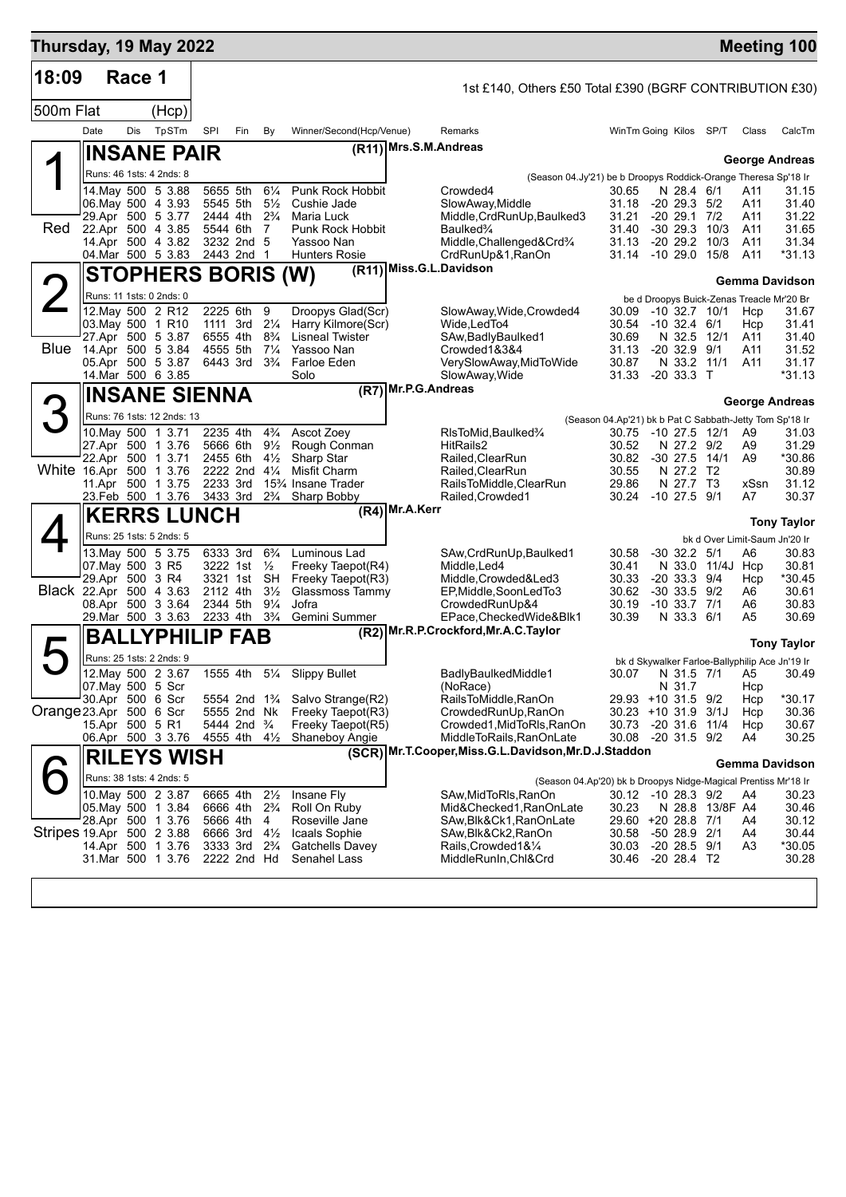# Thursday, 19 May 2022 — Meeting 100

## 18:09 Race 1 — 500m Flat (Hcp)

1st £140, Others £50 Total £390 (BGRF CONTRIBUTION £30)

### 1 — INSANE PAIR (R11) — Red

Mrs.S.M.Andreas — Trainer: George Andreas

Runs: 46 1sts: 4 2nds: 8 — (Season 04.Jy'21) be b Droopys Roddick-Orange Theresa Sp'18 Ir

| Date | Dis | TpSTm | SPI | Fin | By | Winner/Second(Hcp/Venue) | Remarks | WinTm | Going | Kilos | SP/T | Class | CalcTm |
|---|---|---|---|---|---|---|---|---|---|---|---|---|---|
| 14.May | 500 | 5 3.88 | 5655 | 5th | 6¼ | Punk Rock Hobbit | Crowded4 | 30.65 | N | 28.4 | 6/1 | A11 | 31.15 |
| 06.May | 500 | 4 3.93 | 5545 | 5th | 5½ | Cushie Jade | SlowAway,Middle | 31.18 | -20 | 29.3 | 5/2 | A11 | 31.40 |
| 29.Apr | 500 | 5 3.77 | 2444 | 4th | 2¾ | Maria Luck | Middle,CrdRunUp,Baulked3 | 31.21 | -20 | 29.1 | 7/2 | A11 | 31.22 |
| 22.Apr | 500 | 4 3.85 | 5544 | 6th | 7 | Punk Rock Hobbit | Baulked¾ | 31.40 | -30 | 29.3 | 10/3 | A11 | 31.65 |
| 14.Apr | 500 | 4 3.82 | 3232 | 2nd | 5 | Yassoo Nan | Middle,Challenged&Crd¾ | 31.13 | -20 | 29.2 | 10/3 | A11 | 31.34 |
| 04.Mar | 500 | 5 3.83 | 2443 | 2nd | 1 | Hunters Rosie | CrdRunUp&1,RanOn | 31.14 | -10 | 29.0 | 15/8 | A11 | *31.13 |

### 2 — STOPHERS BORIS (W) (R11) — Blue

Miss.G.L.Davidson — Trainer: Gemma Davidson

Runs: 11 1sts: 0 2nds: 0 — be d Droopys Buick-Zenas Treacle Mr'20 Br

| Date | Dis | TpSTm | SPI | Fin | By | Winner/Second(Hcp/Venue) | Remarks | WinTm | Going | Kilos | SP/T | Class | CalcTm |
|---|---|---|---|---|---|---|---|---|---|---|---|---|---|
| 12.May | 500 | 2 R12 | 2225 | 6th | 9 | Droopys Glad(Scr) | SlowAway,Wide,Crowded4 | 30.09 | -10 | 32.7 | 10/1 | Hcp | 31.67 |
| 03.May | 500 | 1 R10 | 1111 | 3rd | 2¼ | Harry Kilmore(Scr) | Wide,LedTo4 | 30.54 | -10 | 32.4 | 6/1 | Hcp | 31.41 |
| 27.Apr | 500 | 5 3.87 | 6555 | 4th | 8¾ | Lisneal Twister | SAw,BadlyBaulked1 | 30.69 | N | 32.5 | 12/1 | A11 | 31.40 |
| 14.Apr | 500 | 5 3.84 | 4555 | 5th | 7¼ | Yassoo Nan | Crowded1&3&4 | 31.13 | -20 | 32.9 | 9/1 | A11 | 31.52 |
| 05.Apr | 500 | 5 3.87 | 6443 | 3rd | 3¾ | Farloe Eden | VerySlowAway,MidToWide | 30.87 | N | 33.2 | 11/1 | A11 | 31.17 |
| 14.Mar | 500 | 6 3.85 | | | | Solo | SlowAway,Wide | 31.33 | -20 | 33.3 | T | | *31.13 |

### 3 — INSANE SIENNA (R7) — White

Mr.P.G.Andreas — Trainer: George Andreas

Runs: 76 1sts: 12 2nds: 13 — (Season 04.Ap'21) bk b Pat C Sabbath-Jetty Tom Sp'18 Ir

| Date | Dis | TpSTm | SPI | Fin | By | Winner/Second(Hcp/Venue) | Remarks | WinTm | Going | Kilos | SP/T | Class | CalcTm |
|---|---|---|---|---|---|---|---|---|---|---|---|---|---|
| 10.May | 500 | 1 3.71 | 2235 | 4th | 4¾ | Ascot Zoey | RlsToMid,Baulked¾ | 30.75 | -10 | 27.5 | 12/1 | A9 | 31.03 |
| 27.Apr | 500 | 1 3.76 | 5666 | 6th | 9½ | Rough Conman | HitRails2 | 30.52 | N | 27.2 | 9/2 | A9 | 31.29 |
| 22.Apr | 500 | 1 3.71 | 2455 | 6th | 4½ | Sharp Star | Railed,ClearRun | 30.82 | -30 | 27.5 | 14/1 | A9 | *30.86 |
| 16.Apr | 500 | 1 3.76 | 2222 | 2nd | 4¼ | Misfit Charm | Railed,ClearRun | 30.55 | N | 27.2 | T2 | | 30.89 |
| 11.Apr | 500 | 1 3.75 | 2233 | 3rd | 15¾ | Insane Trader | RailsToMiddle,ClearRun | 29.86 | N | 27.7 | T3 | xSsn | 31.12 |
| 23.Feb | 500 | 1 3.76 | 3433 | 3rd | 2¾ | Sharp Bobby | Railed,Crowded1 | 30.24 | -10 | 27.5 | 9/1 | A7 | 30.37 |

### 4 — KERRS LUNCH (R4) — Black

Mr.A.Kerr — Trainer: Tony Taylor

Runs: 25 1sts: 5 2nds: 5 — bk d Over Limit-Saum Jn'20 Ir

| Date | Dis | TpSTm | SPI | Fin | By | Winner/Second(Hcp/Venue) | Remarks | WinTm | Going | Kilos | SP/T | Class | CalcTm |
|---|---|---|---|---|---|---|---|---|---|---|---|---|---|
| 13.May | 500 | 5 3.75 | 6333 | 3rd | 6¾ | Luminous Lad | SAw,CrdRunUp,Baulked1 | 30.58 | -30 | 32.2 | 5/1 | A6 | 30.83 |
| 07.May | 500 | 3 R5 | 3222 | 1st | ½ | Freeky Taepot(R4) | Middle,Led4 | 30.41 | N | 33.0 | 11/4J | Hcp | 30.81 |
| 29.Apr | 500 | 3 R4 | 3321 | 1st | SH | Freeky Taepot(R3) | Middle,Crowded&Led3 | 30.33 | -20 | 33.3 | 9/4 | Hcp | *30.45 |
| 22.Apr | 500 | 4 3.63 | 2112 | 4th | 3½ | Glassmoss Tammy | EP,Middle,SoonLedTo3 | 30.62 | -30 | 33.5 | 9/2 | A6 | 30.61 |
| 08.Apr | 500 | 3 3.64 | 2344 | 5th | 9¼ | Jofra | CrowdedRunUp&4 | 30.19 | -10 | 33.7 | 7/1 | A6 | 30.83 |
| 29.Mar | 500 | 3 3.63 | 2233 | 4th | 3¾ | Gemini Summer | EPace,CheckedWide&Blk1 | 30.39 | N | 33.3 | 6/1 | A5 | 30.69 |

### 5 — BALLYPHILIP FAB (R2) — Orange

Mr.R.P.Crockford,Mr.A.C.Taylor — Trainer: Tony Taylor

Runs: 25 1sts: 2 2nds: 9 — bk d Skywalker Farloe-Ballyphilip Ace Jn'19 Ir

| Date | Dis | TpSTm | SPI | Fin | By | Winner/Second(Hcp/Venue) | Remarks | WinTm | Going | Kilos | SP/T | Class | CalcTm |
|---|---|---|---|---|---|---|---|---|---|---|---|---|---|
| 12.May | 500 | 2 3.67 | 1555 | 4th | 5¼ | Slippy Bullet | BadlyBaulkedMiddle1 | 30.07 | N | 31.5 | 7/1 | A5 | 30.49 |
| 07.May | 500 | 5 Scr | | | | | (NoRace) | | N | 31.7 | | Hcp | |
| 30.Apr | 500 | 6 Scr | 5554 | 2nd | 1¾ | Salvo Strange(R2) | RailsToMiddle,RanOn | 29.93 | +10 | 31.5 | 9/2 | Hcp | *30.17 |
| 23.Apr | 500 | 6 Scr | 5555 | 2nd | Nk | Freeky Taepot(R3) | CrowdedRunUp,RanOn | 30.23 | +10 | 31.9 | 3/1J | Hcp | 30.36 |
| 15.Apr | 500 | 5 R1 | 5444 | 2nd | ¾ | Freeky Taepot(R5) | Crowded1,MidToRls,RanOn | 30.73 | -20 | 31.6 | 11/4 | Hcp | 30.67 |
| 06.Apr | 500 | 3 3.76 | 4555 | 4th | 4½ | Shaneboy Angie | MiddleToRails,RanOnLate | 30.08 | -20 | 31.5 | 9/2 | A4 | 30.25 |

### 6 — RILEYS WISH (SCR) — Stripes

Mr.T.Cooper,Miss.G.L.Davidson,Mr.D.J.Staddon — Trainer: Gemma Davidson

Runs: 38 1sts: 4 2nds: 5 — (Season 04.Ap'20) bk b Droopys Nidge-Magical Prentiss Mr'18 Ir

| Date | Dis | TpSTm | SPI | Fin | By | Winner/Second(Hcp/Venue) | Remarks | WinTm | Going | Kilos | SP/T | Class | CalcTm |
|---|---|---|---|---|---|---|---|---|---|---|---|---|---|
| 10.May | 500 | 2 3.87 | 6665 | 4th | 2½ | Insane Fly | SAw,MidToRls,RanOn | 30.12 | -10 | 28.3 | 9/2 | A4 | 30.23 |
| 05.May | 500 | 1 3.84 | 6666 | 4th | 2¾ | Roll On Ruby | Mid&Checked1,RanOnLate | 30.23 | N | 28.8 | 13/8F | A4 | 30.46 |
| 28.Apr | 500 | 1 3.76 | 5666 | 4th | 4 | Roseville Jane | SAw,Blk&Ck1,RanOnLate | 29.60 | +20 | 28.8 | 7/1 | A4 | 30.12 |
| 19.Apr | 500 | 2 3.88 | 6666 | 3rd | 4½ | Icaals Sophie | SAw,Blk&Ck2,RanOn | 30.58 | -50 | 28.9 | 2/1 | A4 | 30.44 |
| 14.Apr | 500 | 1 3.76 | 3333 | 3rd | 2¾ | Gatchells Davey | Rails,Crowded1&¼ | 30.03 | -20 | 28.5 | 9/1 | A3 | *30.05 |
| 31.Mar | 500 | 1 3.76 | 2222 | 2nd | Hd | Senahel Lass | MiddleRunIn,Chl&Crd | 30.46 | -20 | 28.4 | T2 | | 30.28 |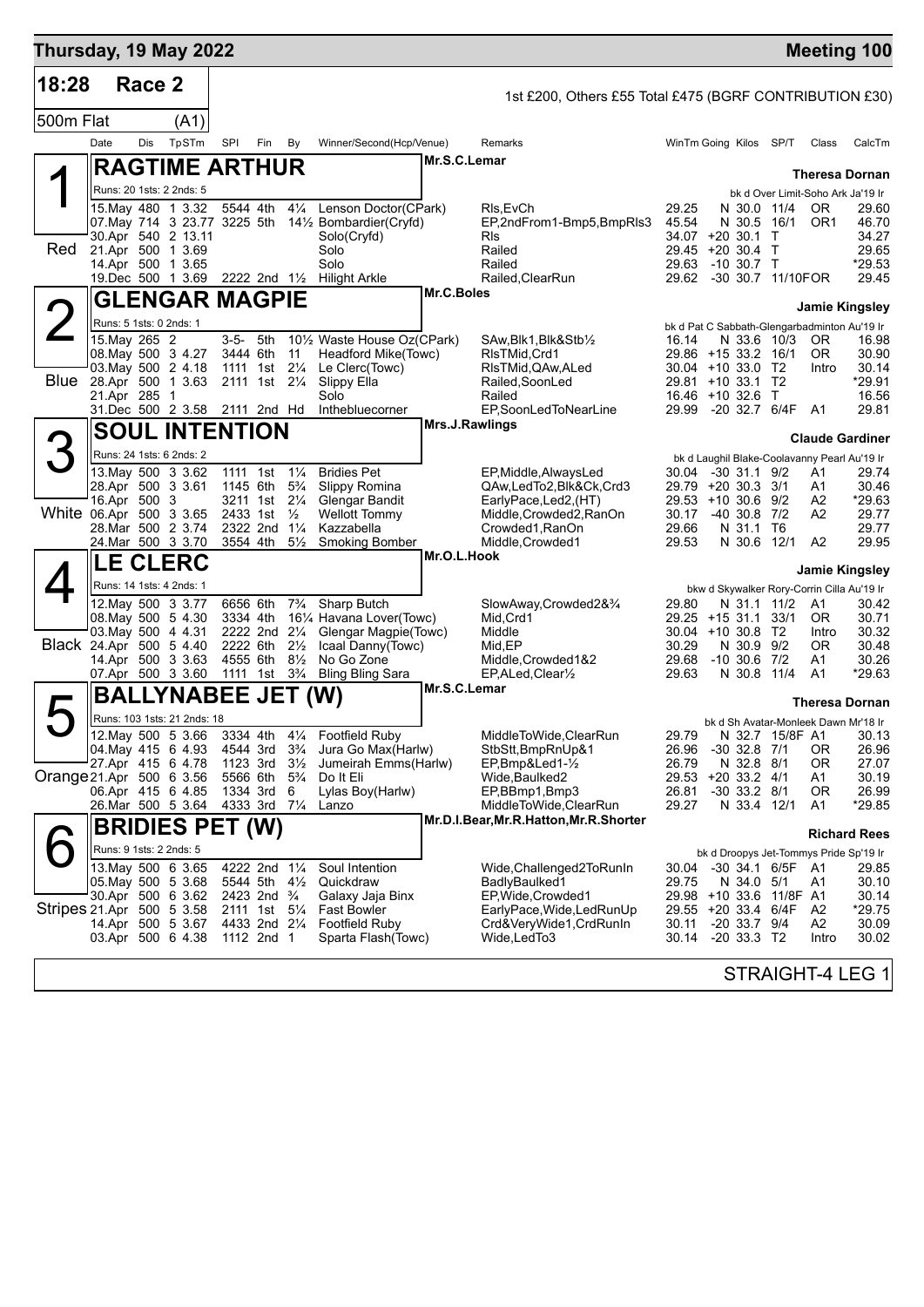## Thursday, 19 May 2022 — Meeting 100

**18:28 Race 2** — 1st £200, Others £55 Total £475 (BGRF CONTRIBUTION £30)

500m Flat (A1)

| Date | Dis | TpSTm | SPI | Fin | By | Winner/Second(Hcp/Venue) | Remarks | WinTm | Going | Kilos | SP/T | Class | CalcTm |
|---|---|---|---|---|---|---|---|---|---|---|---|---|---|

### 1 — RAGTIME ARTHUR (Red)
Mr.S.C.Lemar — Theresa Dornan
Runs: 20 1sts: 2 2nds: 5 — bk d Over Limit-Soho Ark Ja'19 Ir

| Date | Dis | TpSTm | SPI | Fin | By | Winner/Second(Hcp/Venue) | Remarks | WinTm | Going | Kilos | SP/T | Class | CalcTm |
|---|---|---|---|---|---|---|---|---|---|---|---|---|---|
| 15.May | 480 | 1 3.32 | 5544 | 4th | 4¼ | Lenson Doctor(CPark) | Rls,EvCh | 29.25 | N | 30.0 | 11/4 | OR | 29.60 |
| 07.May | 714 | 3 23.77 | 3225 | 5th | 14½ | Bombardier(Cryfd) | EP,2ndFrom1-Bmp5,BmpRls3 | 45.54 | N | 30.5 | 16/1 | OR1 | 46.70 |
| 30.Apr | 540 | 2 13.11 | | | | Solo(Cryfd) | Rls | 34.07 | +20 | 30.1 | T | | 34.27 |
| 21.Apr | 500 | 1 3.69 | | | | Solo | Railed | 29.45 | +20 | 30.4 | T | | 29.65 |
| 14.Apr | 500 | 1 3.65 | | | | Solo | Railed | 29.63 | -10 | 30.7 | T | | *29.53 |
| 19.Dec | 500 | 1 3.69 | 2222 | 2nd | 1½ | Hilight Arkle | Railed,ClearRun | 29.62 | -30 | 30.7 | 11/10F | OR | 29.45 |

### 2 — GLENGAR MAGPIE (Blue)
Mr.C.Boles — Jamie Kingsley
Runs: 5 1sts: 0 2nds: 1 — bk d Pat C Sabbath-Glengarbadminton Au'19 Ir

| Date | Dis | TpSTm | SPI | Fin | By | Winner/Second(Hcp/Venue) | Remarks | WinTm | Going | Kilos | SP/T | Class | CalcTm |
|---|---|---|---|---|---|---|---|---|---|---|---|---|---|
| 15.May | 265 | 2 | 3-5- | 5th | 10½ | Waste House Oz(CPark) | SAw,Blk1,Blk&Stb½ | 16.14 | N | 33.6 | 10/3 | OR | 16.98 |
| 08.May | 500 | 3 4.27 | 3444 | 6th | 11 | Headford Mike(Towc) | RlsTMid,Crd1 | 29.86 | +15 | 33.2 | 16/1 | OR | 30.90 |
| 03.May | 500 | 2 4.18 | 1111 | 1st | 2¼ | Le Clerc(Towc) | RlsTMid,QAw,ALed | 30.04 | +10 | 33.0 | T2 | Intro | 30.14 |
| 28.Apr | 500 | 1 3.63 | 2111 | 1st | 2¼ | Slippy Ella | Railed,SoonLed | 29.81 | +10 | 33.1 | T2 | | *29.91 |
| 21.Apr | 285 | 1 | | | | Solo | Railed | 16.46 | +10 | 32.6 | T | | 16.56 |
| 31.Dec | 500 | 2 3.58 | 2111 | 2nd | Hd | Inthebluecorner | EP,SoonLedToNearLine | 29.99 | -20 | 32.7 | 6/4F | A1 | 29.81 |

### 3 — SOUL INTENTION (White)
Mrs.J.Rawlings — Claude Gardiner
Runs: 24 1sts: 6 2nds: 2 — bk d Laughil Blake-Coolavanny Pearl Au'19 Ir

| Date | Dis | TpSTm | SPI | Fin | By | Winner/Second(Hcp/Venue) | Remarks | WinTm | Going | Kilos | SP/T | Class | CalcTm |
|---|---|---|---|---|---|---|---|---|---|---|---|---|---|
| 13.May | 500 | 3 3.62 | 1111 | 1st | 1¼ | Bridies Pet | EP,Middle,AlwaysLed | 30.04 | -30 | 31.1 | 9/2 | A1 | 29.74 |
| 28.Apr | 500 | 3 3.61 | 1145 | 6th | 5¾ | Slippy Romina | QAw,LedTo2,Blk&Ck,Crd3 | 29.79 | +20 | 30.3 | 3/1 | A1 | 30.46 |
| 16.Apr | 500 | 3 | 3211 | 1st | 2¼ | Glengar Bandit | EarlyPace,Led2,(HT) | 29.53 | +10 | 30.6 | 9/2 | A2 | *29.63 |
| 06.Apr | 500 | 3 3.65 | 2433 | 1st | ½ | Wellott Tommy | Middle,Crowded2,RanOn | 30.17 | -40 | 30.8 | 7/2 | A2 | 29.77 |
| 28.Mar | 500 | 2 3.74 | 2322 | 2nd | 1¼ | Kazzabella | Crowded1,RanOn | 29.66 | N | 31.1 | T6 | | 29.77 |
| 24.Mar | 500 | 3 3.70 | 3554 | 4th | 5½ | Smoking Bomber | Middle,Crowded1 | 29.53 | N | 30.6 | 12/1 | A2 | 29.95 |

### 4 — LE CLERC (Black)
Mr.O.L.Hook — Jamie Kingsley
Runs: 14 1sts: 4 2nds: 1 — bkw d Skywalker Rory-Corrin Cilla Au'19 Ir

| Date | Dis | TpSTm | SPI | Fin | By | Winner/Second(Hcp/Venue) | Remarks | WinTm | Going | Kilos | SP/T | Class | CalcTm |
|---|---|---|---|---|---|---|---|---|---|---|---|---|---|
| 12.May | 500 | 3 3.77 | 6656 | 6th | 7¾ | Sharp Butch | SlowAway,Crowded2&¾ | 29.80 | N | 31.1 | 11/2 | A1 | 30.42 |
| 08.May | 500 | 5 4.30 | 3334 | 4th | 16¼ | Havana Lover(Towc) | Mid,Crd1 | 29.25 | +15 | 31.1 | 33/1 | OR | 30.71 |
| 03.May | 500 | 4 4.31 | 2222 | 2nd | 2¼ | Glengar Magpie(Towc) | Middle | 30.04 | +10 | 30.8 | T2 | Intro | 30.32 |
| 24.Apr | 500 | 5 4.40 | 2222 | 6th | 2½ | Icaal Danny(Towc) | Mid,EP | 30.29 | N | 30.9 | 9/2 | OR | 30.48 |
| 14.Apr | 500 | 3 3.63 | 4555 | 6th | 8½ | No Go Zone | Middle,Crowded1&2 | 29.68 | -10 | 30.6 | 7/2 | A1 | 30.26 |
| 07.Apr | 500 | 3 3.60 | 1111 | 1st | 3¾ | Bling Bling Sara | EP,ALed,Clear½ | 29.63 | N | 30.8 | 11/4 | A1 | *29.63 |

### 5 — BALLYNABEE JET (W) (Orange)
Mr.S.C.Lemar — Theresa Dornan
Runs: 103 1sts: 21 2nds: 18 — bk d Sh Avatar-Monleek Dawn Mr'18 Ir

| Date | Dis | TpSTm | SPI | Fin | By | Winner/Second(Hcp/Venue) | Remarks | WinTm | Going | Kilos | SP/T | Class | CalcTm |
|---|---|---|---|---|---|---|---|---|---|---|---|---|---|
| 12.May | 500 | 5 3.66 | 3334 | 4th | 4¼ | Footfield Ruby | MiddleToWide,ClearRun | 29.79 | N | 32.7 | 15/8F | A1 | 30.13 |
| 04.May | 415 | 6 4.93 | 4544 | 3rd | 3¾ | Jura Go Max(Harlw) | StbStt,BmpRnUp&1 | 26.96 | -30 | 32.8 | 7/1 | OR | 26.96 |
| 27.Apr | 415 | 6 4.78 | 1123 | 3rd | 3½ | Jumeirah Emms(Harlw) | EP,Bmp&Led1-½ | 26.79 | N | 32.8 | 8/1 | OR | 27.07 |
| 21.Apr | 500 | 6 3.56 | 5566 | 6th | 5¾ | Do It Eli | Wide,Baulked2 | 29.53 | +20 | 33.2 | 4/1 | A1 | 30.19 |
| 06.Apr | 415 | 6 4.85 | 1334 | 3rd | 6 | Lylas Boy(Harlw) | EP,BBmp1,Bmp3 | 26.81 | -30 | 33.2 | 8/1 | OR | 26.99 |
| 26.Mar | 500 | 5 3.64 | 4333 | 3rd | 7¼ | Lanzo | MiddleToWide,ClearRun | 29.27 | N | 33.4 | 12/1 | A1 | *29.85 |

### 6 — BRIDIES PET (W) (Stripes)
Mr.D.I.Bear,Mr.R.Hatton,Mr.R.Shorter — Richard Rees
Runs: 9 1sts: 2 2nds: 5 — bk d Droopys Jet-Tommys Pride Sp'19 Ir

| Date | Dis | TpSTm | SPI | Fin | By | Winner/Second(Hcp/Venue) | Remarks | WinTm | Going | Kilos | SP/T | Class | CalcTm |
|---|---|---|---|---|---|---|---|---|---|---|---|---|---|
| 13.May | 500 | 6 3.65 | 4222 | 2nd | 1¼ | Soul Intention | Wide,Challenged2ToRunIn | 30.04 | -30 | 34.1 | 6/5F | A1 | 29.85 |
| 05.May | 500 | 5 3.68 | 5544 | 5th | 4½ | Quickdraw | BadlyBaulked1 | 29.75 | N | 34.0 | 5/1 | A1 | 30.10 |
| 30.Apr | 500 | 6 3.62 | 2423 | 2nd | ¾ | Galaxy Jaja Binx | EP,Wide,Crowded1 | 29.98 | +10 | 33.6 | 11/8F | A1 | 30.14 |
| 21.Apr | 500 | 5 3.58 | 2111 | 1st | 5¼ | Fast Bowler | EarlyPace,Wide,LedRunUp | 29.55 | +20 | 33.4 | 6/4F | A2 | *29.75 |
| 14.Apr | 500 | 5 3.67 | 4433 | 2nd | 2¼ | Footfield Ruby | Crd&VeryWide1,CrdRunIn | 30.11 | -20 | 33.7 | 9/4 | A2 | 30.09 |
| 03.Apr | 500 | 6 4.38 | 1112 | 2nd | 1 | Sparta Flash(Towc) | Wide,LedTo3 | 30.14 | -20 | 33.3 | T2 | Intro | 30.02 |

STRAIGHT-4 LEG 1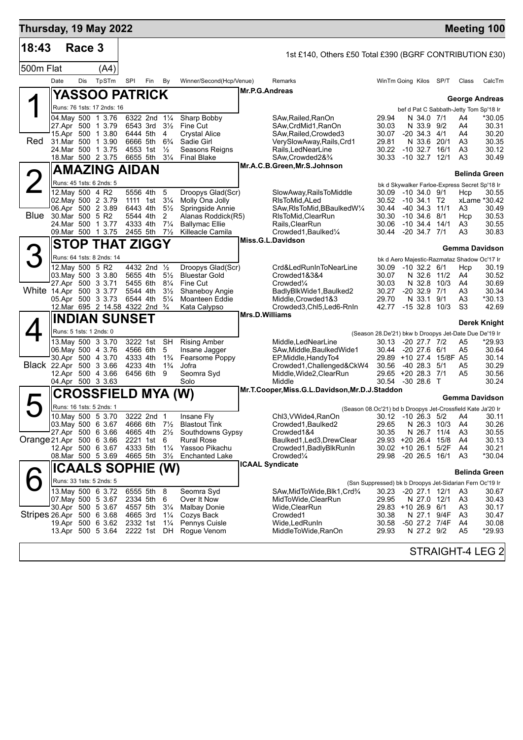**Thursday, 19 May 2022** — **Meeting 100**

## 18:43 Race 3

1st £140, Others £50 Total £390 (BGRF CONTRIBUTION £30)

500m Flat (A4)

| Date | Dis | TpSTm | SPI | Fin | By | Winner/Second(Hcp/Venue) | Remarks | WinTm | Going | Kilos | SP/T | Class | CalcTm |
|---|---|---|---|---|---|---|---|---|---|---|---|---|---|

### 1 — YASSOO PATRICK (Red)

Mr.P.G.Andreas — George Andreas

Runs: 76 1sts: 17 2nds: 16 — bef d Pat C Sabbath-Jetty Tom Sp'18 Ir

| Date | Dis | TpSTm | SPI | Fin | By | Winner/Second(Hcp/Venue) | Remarks | WinTm | Going | Kilos | SP/T | Class | CalcTm |
|---|---|---|---|---|---|---|---|---|---|---|---|---|---|
| 04.May | 500 | 1 3.76 | 6322 | 2nd | 1¼ | Sharp Bobby | SAw,Railed,RanOn | 29.94 | N | 34.0 | 7/1 | A4 | *30.05 |
| 27.Apr | 500 | 1 3.79 | 6543 | 3rd | 3½ | Fine Cut | SAw,CrdMid1,RanOn | 30.03 | N | 33.9 | 9/2 | A4 | 30.31 |
| 15.Apr | 500 | 1 3.80 | 6444 | 5th | 4 | Crystal Alice | SAw,Railed,Crowded3 | 30.07 | -20 | 34.3 | 4/1 | A4 | 30.20 |
| 31.Mar | 500 | 1 3.90 | 6666 | 5th | 6¾ | Sadie Girl | VerySlowAway,Rails,Crd1 | 29.81 | N | 33.6 | 20/1 | A3 | 30.35 |
| 24.Mar | 500 | 1 3.75 | 4553 | 1st | ½ | Seasons Reigns | Rails,LedNearLine | 30.22 | -10 | 32.7 | 16/1 | A3 | 30.12 |
| 18.Mar | 500 | 2 3.75 | 6655 | 5th | 3¼ | Final Blake | SAw,Crowded2&¾ | 30.33 | -10 | 32.7 | 12/1 | A3 | 30.49 |

### 2 — AMAZING AIDAN (Blue)

Mr.A.C.B.Green,Mr.S.Johnson — Belinda Green

Runs: 45 1sts: 6 2nds: 5 — bk d Skywalker Farloe-Express Secret Sp'18 Ir

| Date | Dis | TpSTm | SPI | Fin | By | Winner/Second(Hcp/Venue) | Remarks | WinTm | Going | Kilos | SP/T | Class | CalcTm |
|---|---|---|---|---|---|---|---|---|---|---|---|---|---|
| 12.May | 500 | 4 R2 | 5556 | 4th | 5 | Droopys Glad(Scr) | SlowAway,RailsToMiddle | 30.09 | -10 | 34.0 | 9/1 | Hcp | 30.55 |
| 02.May | 500 | 2 3.79 | 1111 | 1st | 3¼ | Molly Ona Jolly | RlsToMid,ALed | 30.52 | -10 | 34.1 | T2 | xLame | *30.42 |
| 06.Apr | 500 | 2 3.89 | 6443 | 4th | 5½ | Springside Annie | SAw,RlsToMid,BBaulkedW¼ | 30.44 | -40 | 34.3 | 11/1 | A3 | 30.49 |
| 30.Mar | 500 | 5 R2 | 5544 | 4th | 2 | Alanas Roddick(R5) | RlsToMid,ClearRun | 30.30 | -10 | 34.6 | 8/1 | Hcp | 30.53 |
| 24.Mar | 500 | 1 3.77 | 4333 | 4th | 7¼ | Ballymac Ellie | Rails,ClearRun | 30.06 | -10 | 34.4 | 14/1 | A3 | 30.55 |
| 09.Mar | 500 | 1 3.75 | 2455 | 5th | 7½ | Killeacle Camila | Crowded1,Baulked¼ | 30.44 | -20 | 34.7 | 7/1 | A3 | 30.83 |

### 3 — STOP THAT ZIGGY (White)

Miss.G.L.Davidson — Gemma Davidson

Runs: 64 1sts: 8 2nds: 14 — bk d Aero Majestic-Razmataz Shadow Oc'17 Ir

| Date | Dis | TpSTm | SPI | Fin | By | Winner/Second(Hcp/Venue) | Remarks | WinTm | Going | Kilos | SP/T | Class | CalcTm |
|---|---|---|---|---|---|---|---|---|---|---|---|---|---|
| 12.May | 500 | 5 R2 | 4432 | 2nd | ½ | Droopys Glad(Scr) | Crd&LedRunInToNearLine | 30.09 | -10 | 32.2 | 6/1 | Hcp | 30.19 |
| 03.May | 500 | 3 3.80 | 5655 | 4th | 5½ | Bluestar Gold | Crowded1&3&4 | 30.07 | N | 32.6 | 11/2 | A4 | 30.52 |
| 27.Apr | 500 | 3 3.71 | 5455 | 6th | 8¼ | Fine Cut | Crowded¼ | 30.03 | N | 32.8 | 10/3 | A4 | 30.69 |
| 14.Apr | 500 | 3 3.77 | 5544 | 4th | 3½ | Shaneboy Angie | BadlyBlkWide1,Baulked2 | 30.27 | -20 | 32.9 | 7/1 | A3 | 30.34 |
| 05.Apr | 500 | 3 3.73 | 6544 | 4th | 5¼ | Moanteen Eddie | Middle,Crowded1&3 | 29.70 | N | 33.1 | 9/1 | A3 | *30.13 |
| 12.Mar | 695 | 2 14.58 | 4322 | 2nd | ¾ | Kata Calypso | Crowded3,Chl5,Led6-RnIn | 42.77 | -15 | 32.8 | 10/3 | S3 | 42.69 |

### 4 — INDIAN SUNSET (Black)

Mrs.D.Williams — Derek Knight

Runs: 5 1sts: 1 2nds: 0 — (Season 28.De'21) bkw b Droopys Jet-Date Due De'19 Ir

| Date | Dis | TpSTm | SPI | Fin | By | Winner/Second(Hcp/Venue) | Remarks | WinTm | Going | Kilos | SP/T | Class | CalcTm |
|---|---|---|---|---|---|---|---|---|---|---|---|---|---|
| 13.May | 500 | 3 3.70 | 3222 | 1st | SH | Rising Amber | Middle,LedNearLine | 30.13 | -20 | 27.7 | 7/2 | A5 | *29.93 |
| 06.May | 500 | 4 3.76 | 4566 | 6th | 5 | Insane Jagger | SAw,Middle,BaulkedWide1 | 30.44 | -20 | 27.6 | 6/1 | A5 | 30.64 |
| 30.Apr | 500 | 4 3.70 | 4333 | 4th | 1¾ | Fearsome Poppy | EP,Middle,HandyTo4 | 29.89 | +10 | 27.4 | 15/8F | A5 | 30.14 |
| 22.Apr | 500 | 3 3.66 | 4233 | 4th | 1¾ | Jofra | Crowded1,Challenged&CkW4 | 30.56 | -40 | 28.3 | 5/1 | A5 | 30.29 |
| 12.Apr | 500 | 4 3.66 | 6456 | 6th | 9 | Seomra Syd | Middle,Wide2,ClearRun | 29.65 | +20 | 28.3 | 7/1 | A5 | 30.56 |
| 04.Apr | 500 | 3 3.63 | | | | Solo | Middle | 30.54 | -30 | 28.6 | T | | 30.24 |

### 5 — CROSSFIELD MYA (W) (Orange)

Mr.T.Cooper,Miss.G.L.Davidson,Mr.D.J.Staddon — Gemma Davidson

Runs: 16 1sts: 5 2nds: 1 — (Season 08.Oc'21) bd b Droopys Jet-Crossfield Kate Ja'20 Ir

| Date | Dis | TpSTm | SPI | Fin | By | Winner/Second(Hcp/Venue) | Remarks | WinTm | Going | Kilos | SP/T | Class | CalcTm |
|---|---|---|---|---|---|---|---|---|---|---|---|---|---|
| 10.May | 500 | 5 3.70 | 3222 | 2nd | 1 | Insane Fly | Chl3,VWide4,RanOn | 30.12 | -10 | 26.3 | 5/2 | A4 | 30.11 |
| 03.May | 500 | 6 3.67 | 4666 | 6th | 7½ | Blastout Tink | Crowded1,Baulked2 | 29.65 | N | 26.3 | 10/3 | A4 | 30.26 |
| 27.Apr | 500 | 6 3.66 | 4665 | 4th | 2½ | Southdowns Gypsy | Crowded1&4 | 30.35 | N | 26.7 | 11/4 | A3 | 30.55 |
| 21.Apr | 500 | 6 3.66 | 2221 | 1st | 6 | Rural Rose | Baulked1,Led3,DrewClear | 29.93 | +20 | 26.4 | 15/8 | A4 | 30.13 |
| 12.Apr | 500 | 6 3.67 | 4333 | 5th | 1¼ | Yassoo Pikachu | Crowded1,BadlyBlkRunIn | 30.02 | +10 | 26.1 | 5/2F | A4 | 30.21 |
| 08.Mar | 500 | 5 3.69 | 4665 | 5th | 3½ | Enchanted Lake | Crowded¼ | 29.98 | -20 | 26.5 | 16/1 | A3 | *30.04 |

### 6 — ICAALS SOPHIE (W) (Stripes)

ICAAL Syndicate — Belinda Green

Runs: 33 1sts: 5 2nds: 5 — (Ssn Suppressed) bk b Droopys Jet-Sidarian Fern Oc'19 Ir

| Date | Dis | TpSTm | SPI | Fin | By | Winner/Second(Hcp/Venue) | Remarks | WinTm | Going | Kilos | SP/T | Class | CalcTm |
|---|---|---|---|---|---|---|---|---|---|---|---|---|---|
| 13.May | 500 | 6 3.72 | 6555 | 5th | 8 | Seomra Syd | SAw,MidToWide,Blk1,Crd¾ | 30.23 | -20 | 27.1 | 12/1 | A3 | 30.67 |
| 07.May | 500 | 5 3.67 | 2334 | 5th | 6 | Over It Now | MidToWide,ClearRun | 29.95 | N | 27.0 | 12/1 | A3 | 30.43 |
| 30.Apr | 500 | 5 3.67 | 4557 | 5th | 3¼ | Malbay Donie | Wide,ClearRun | 29.83 | +10 | 26.9 | 6/1 | A3 | 30.17 |
| 26.Apr | 500 | 6 3.68 | 4665 | 3rd | 1¼ | Cozys Back | Crowded1 | 30.38 | N | 27.1 | 9/4F | A3 | 30.47 |
| 19.Apr | 500 | 6 3.62 | 2332 | 1st | 1¼ | Pennys Cuisle | Wide,LedRunIn | 30.58 | -50 | 27.2 | 7/4F | A4 | 30.08 |
| 13.Apr | 500 | 5 3.64 | 2222 | 1st | DH | Rogue Venom | MiddleToWide,RanOn | 29.93 | N | 27.2 | 9/2 | A5 | *29.93 |

STRAIGHT-4 LEG 2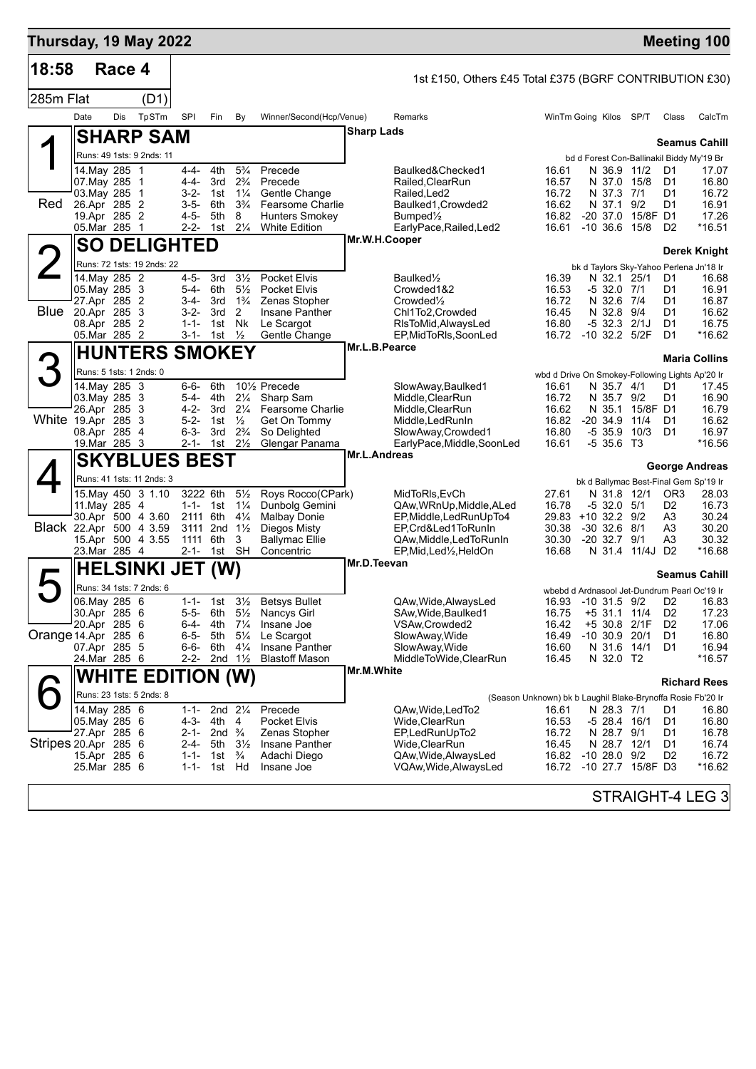# Thursday, 19 May 2022 — Meeting 100

**18:58 Race 4** — 285m Flat (D1)

1st £150, Others £45 Total £375 (BGRF CONTRIBUTION £30)

## 1 SHARP SAM (Red)

Owner: Sharp Lads — Trainer: Seamus Cahill

Runs: 49 1sts: 9 2nds: 11 — bd d Forest Con-Ballinakil Biddy My'19 Br

| Date | Dis | TpSTm | SPI | Fin | By | Winner/Second(Hcp/Venue) | Remarks | WinTm | Going | Kilos | SP/T | Class | CalcTm |
|---|---|---|---|---|---|---|---|---|---|---|---|---|---|
| 14.May | 285 | 1 | 4-4- | 4th | 5¾ | Precede | Baulked&Checked1 | 16.61 | N | 36.9 | 11/2 | D1 | 17.07 |
| 07.May | 285 | 1 | 4-4- | 3rd | 2¾ | Precede | Railed,ClearRun | 16.57 | N | 37.0 | 15/8 | D1 | 16.80 |
| 03.May | 285 | 1 | 3-2- | 1st | 1¼ | Gentle Change | Railed,Led2 | 16.72 | N | 37.3 | 7/1 | D1 | 16.72 |
| 26.Apr | 285 | 2 | 3-5- | 6th | 3¾ | Fearsome Charlie | Baulked1,Crowded2 | 16.62 | N | 37.1 | 9/2 | D1 | 16.91 |
| 19.Apr | 285 | 2 | 4-5- | 5th | 8 | Hunters Smokey | Bumped½ | 16.82 | -20 | 37.0 | 15/8F | D1 | 17.26 |
| 05.Mar | 285 | 1 | 2-2- | 1st | 2¼ | White Edition | EarlyPace,Railed,Led2 | 16.61 | -10 | 36.6 | 15/8 | D2 | *16.51 |

## 2 SO DELIGHTED (Blue)

Owner: Mr.W.H.Cooper — Trainer: Derek Knight

Runs: 72 1sts: 19 2nds: 22 — bk d Taylors Sky-Yahoo Perlena Jn'18 Ir

| Date | Dis | TpSTm | SPI | Fin | By | Winner/Second(Hcp/Venue) | Remarks | WinTm | Going | Kilos | SP/T | Class | CalcTm |
|---|---|---|---|---|---|---|---|---|---|---|---|---|---|
| 14.May | 285 | 2 | 4-5- | 3rd | 3½ | Pocket Elvis | Baulked½ | 16.39 | N | 32.1 | 25/1 | D1 | 16.68 |
| 05.May | 285 | 3 | 5-4- | 6th | 5½ | Pocket Elvis | Crowded1&2 | 16.53 | -5 | 32.0 | 7/1 | D1 | 16.91 |
| 27.Apr | 285 | 2 | 3-4- | 3rd | 1¾ | Zenas Stopher | Crowded½ | 16.72 | N | 32.6 | 7/4 | D1 | 16.87 |
| 20.Apr | 285 | 3 | 3-2- | 3rd | 2 | Insane Panther | Chl1To2,Crowded | 16.45 | N | 32.8 | 9/4 | D1 | 16.62 |
| 08.Apr | 285 | 2 | 1-1- | 1st | Nk | Le Scargot | RlsToMid,AlwaysLed | 16.80 | -5 | 32.3 | 2/1J | D1 | 16.75 |
| 05.Mar | 285 | 2 | 3-1- | 1st | ½ | Gentle Change | EP,MidToRls,SoonLed | 16.72 | -10 | 32.2 | 5/2F | D1 | *16.62 |

## 3 HUNTERS SMOKEY (White)

Owner: Mr.L.B.Pearce — Trainer: Maria Collins

Runs: 5 1sts: 1 2nds: 0 — wbd d Drive On Smokey-Following Lights Ap'20 Ir

| Date | Dis | TpSTm | SPI | Fin | By | Winner/Second(Hcp/Venue) | Remarks | WinTm | Going | Kilos | SP/T | Class | CalcTm |
|---|---|---|---|---|---|---|---|---|---|---|---|---|---|
| 14.May | 285 | 3 | 6-6- | 6th | 10½ | Precede | SlowAway,Baulked1 | 16.61 | N | 35.7 | 4/1 | D1 | 17.45 |
| 03.May | 285 | 3 | 5-4- | 4th | 2¼ | Sharp Sam | Middle,ClearRun | 16.72 | N | 35.7 | 9/2 | D1 | 16.90 |
| 26.Apr | 285 | 3 | 4-2- | 3rd | 2¼ | Fearsome Charlie | Middle,ClearRun | 16.62 | N | 35.1 | 15/8F | D1 | 16.79 |
| 19.Apr | 285 | 3 | 5-2- | 1st | ½ | Get On Tommy | Middle,LedRunIn | 16.82 | -20 | 34.9 | 11/4 | D1 | 16.62 |
| 08.Apr | 285 | 4 | 6-3- | 3rd | 2¾ | So Delighted | SlowAway,Crowded1 | 16.80 | -5 | 35.9 | 10/3 | D1 | 16.97 |
| 19.Mar | 285 | 3 | 2-1- | 1st | 2½ | Glengar Panama | EarlyPace,Middle,SoonLed | 16.61 | -5 | 35.6 | T3 | | *16.56 |

## 4 SKYBLUES BEST (Black)

Owner: Mr.L.Andreas — Trainer: George Andreas

Runs: 41 1sts: 11 2nds: 3 — bk d Ballymac Best-Final Gem Sp'19 Ir

| Date | Dis | TpSTm | SPI | Fin | By | Winner/Second(Hcp/Venue) | Remarks | WinTm | Going | Kilos | SP/T | Class | CalcTm |
|---|---|---|---|---|---|---|---|---|---|---|---|---|---|
| 15.May | 450 | 3 1.10 | 3222 | 6th | 5½ | Roys Rocco(CPark) | MidToRls,EvCh | 27.61 | N | 31.8 | 12/1 | OR3 | 28.03 |
| 11.May | 285 | 4 | 1-1- | 1st | 1¼ | Dunbolg Gemini | QAw,WRnUp,Middle,ALed | 16.78 | -5 | 32.0 | 5/1 | D2 | 16.73 |
| 30.Apr | 500 | 4 3.60 | 2111 | 6th | 4¼ | Malbay Donie | EP,Middle,LedRunUpTo4 | 29.83 | +10 | 32.2 | 9/2 | A3 | 30.24 |
| 22.Apr | 500 | 4 3.59 | 3111 | 2nd | 1½ | Diegos Misty | EP,Crd&Led1ToRunIn | 30.38 | -30 | 32.6 | 8/1 | A3 | 30.20 |
| 15.Apr | 500 | 4 3.55 | 1111 | 6th | 3 | Ballymac Ellie | QAw,Middle,LedToRunIn | 30.30 | -20 | 32.7 | 9/1 | A3 | 30.32 |
| 23.Mar | 285 | 4 | 2-1- | 1st | SH | Concentric | EP,Mid,Led½,HeldOn | 16.68 | N | 31.4 | 11/4J | D2 | *16.68 |

## 5 HELSINKI JET (W) (Orange)

Owner: Mr.D.Teevan — Trainer: Seamus Cahill

Runs: 34 1sts: 7 2nds: 6 — wbebd d Ardnasool Jet-Dundrum Pearl Oc'19 Ir

| Date | Dis | TpSTm | SPI | Fin | By | Winner/Second(Hcp/Venue) | Remarks | WinTm | Going | Kilos | SP/T | Class | CalcTm |
|---|---|---|---|---|---|---|---|---|---|---|---|---|---|
| 06.May | 285 | 6 | 1-1- | 1st | 3½ | Betsys Bullet | QAw,Wide,AlwaysLed | 16.93 | -10 | 31.5 | 9/2 | D2 | 16.83 |
| 30.Apr | 285 | 6 | 5-5- | 6th | 5½ | Nancys Girl | SAw,Wide,Baulked1 | 16.75 | +5 | 31.1 | 11/4 | D2 | 17.23 |
| 20.Apr | 285 | 6 | 6-4- | 4th | 7¼ | Insane Joe | VSAw,Crowded2 | 16.42 | +5 | 30.8 | 2/1F | D2 | 17.06 |
| 14.Apr | 285 | 6 | 6-5- | 5th | 5¼ | Le Scargot | SlowAway,Wide | 16.49 | -10 | 30.9 | 20/1 | D1 | 16.80 |
| 07.Apr | 285 | 5 | 6-6- | 6th | 4¼ | Insane Panther | SlowAway,Wide | 16.60 | N | 31.6 | 14/1 | D1 | 16.94 |
| 24.Mar | 285 | 6 | 2-2- | 2nd | 1½ | Blastoff Mason | MiddleToWide,ClearRun | 16.45 | N | 32.0 | T2 | | *16.57 |

## 6 WHITE EDITION (W) (Stripes)

Owner: Mr.M.White — Trainer: Richard Rees

Runs: 23 1sts: 5 2nds: 8 — (Season Unknown) bk b Laughil Blake-Brynoffa Rosie Fb'20 Ir

| Date | Dis | TpSTm | SPI | Fin | By | Winner/Second(Hcp/Venue) | Remarks | WinTm | Going | Kilos | SP/T | Class | CalcTm |
|---|---|---|---|---|---|---|---|---|---|---|---|---|---|
| 14.May | 285 | 6 | 1-1- | 2nd | 2¼ | Precede | QAw,Wide,LedTo2 | 16.61 | N | 28.3 | 7/1 | D1 | 16.80 |
| 05.May | 285 | 6 | 4-3- | 4th | 4 | Pocket Elvis | Wide,ClearRun | 16.53 | -5 | 28.4 | 16/1 | D1 | 16.80 |
| 27.Apr | 285 | 6 | 2-1- | 2nd | ¾ | Zenas Stopher | EP,LedRunUpTo2 | 16.72 | N | 28.7 | 9/1 | D1 | 16.78 |
| 20.Apr | 285 | 6 | 2-4- | 5th | 3½ | Insane Panther | Wide,ClearRun | 16.45 | N | 28.7 | 12/1 | D1 | 16.74 |
| 15.Apr | 285 | 6 | 1-1- | 1st | ¾ | Adachi Diego | QAw,Wide,AlwaysLed | 16.82 | -10 | 28.0 | 9/2 | D2 | 16.72 |
| 25.Mar | 285 | 6 | 1-1- | 1st | Hd | Insane Joe | VQAw,Wide,AlwaysLed | 16.72 | -10 | 27.7 | 15/8F | D3 | *16.62 |

STRAIGHT-4 LEG 3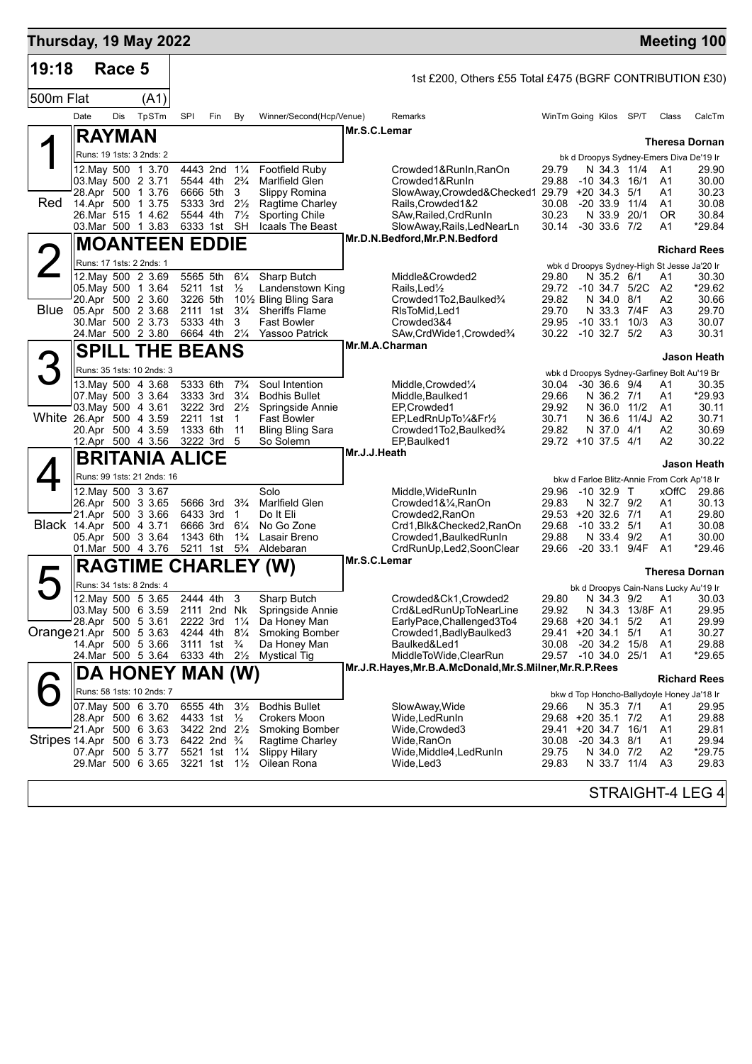# Thursday, 19 May 2022

**Meeting 100**

## 19:18 Race 5

1st £200, Others £55 Total £475 (BGRF CONTRIBUTION £30)

500m Flat (A1)

| Date | Dis | TpSTm | SPI | Fin | By | Winner/Second(Hcp/Venue) | Remarks | WinTm | Going | Kilos | SP/T | Class | CalcTm |
|---|---|---|---|---|---|---|---|---|---|---|---|---|---|

### 1 RAYMAN (Red)

Mr.S.C.Lemar — **Theresa Dornan**

Runs: 19 1sts: 3 2nds: 2 — bk d Droopys Sydney-Emers Diva De'19 Ir

| Date | Dis | TpSTm | SPI | Fin | By | Winner/Second(Hcp/Venue) | Remarks | WinTm | Going | Kilos | SP/T | Class | CalcTm |
|---|---|---|---|---|---|---|---|---|---|---|---|---|---|
| 12.May | 500 | 1 3.70 | 4443 | 2nd | 1¼ | Footfield Ruby | Crowded1&RunIn,RanOn | 29.79 | N | 34.3 | 11/4 | A1 | 29.90 |
| 03.May | 500 | 2 3.71 | 5544 | 4th | 2¾ | Marlfield Glen | Crowded1&RunIn | 29.88 | -10 | 34.3 | 16/1 | A1 | 30.00 |
| 28.Apr | 500 | 1 3.76 | 6666 | 5th | 3 | Slippy Romina | SlowAway,Crowded&Checked1 | 29.79 | +20 | 34.3 | 5/1 | A1 | 30.23 |
| 14.Apr | 500 | 1 3.75 | 5333 | 3rd | 2½ | Ragtime Charley | Rails,Crowded1&2 | 30.08 | -20 | 33.9 | 11/4 | A1 | 30.08 |
| 26.Mar | 515 | 1 4.62 | 5544 | 4th | 7½ | Sporting Chile | SAw,Railed,CrdRunIn | 30.23 | N | 33.9 | 20/1 | OR | 30.84 |
| 03.Mar | 500 | 1 3.83 | 6333 | 1st | SH | Icaals The Beast | SlowAway,Rails,LedNearLn | 30.14 | -30 | 33.6 | 7/2 | A1 | *29.84 |

### 2 MOANTEEN EDDIE (Blue)

Mr.D.N.Bedford,Mr.P.N.Bedford — **Richard Rees**

Runs: 17 1sts: 2 2nds: 1 — wbk d Droopys Sydney-High St Jesse Ja'20 Ir

| Date | Dis | TpSTm | SPI | Fin | By | Winner/Second(Hcp/Venue) | Remarks | WinTm | Going | Kilos | SP/T | Class | CalcTm |
|---|---|---|---|---|---|---|---|---|---|---|---|---|---|
| 12.May | 500 | 2 3.69 | 5565 | 5th | 6¼ | Sharp Butch | Middle&Crowded2 | 29.80 | N | 35.2 | 6/1 | A1 | 30.30 |
| 05.May | 500 | 1 3.64 | 5211 | 1st | ½ | Landenstown King | Rails,Led½ | 29.72 | -10 | 34.7 | 5/2C | A2 | *29.62 |
| 20.Apr | 500 | 2 3.60 | 3226 | 5th | 10½ | Bling Bling Sara | Crowded1To2,Baulked¾ | 29.82 | N | 34.0 | 8/1 | A2 | 30.66 |
| 05.Apr | 500 | 2 3.68 | 2111 | 1st | 3¼ | Sheriffs Flame | RlsToMid,Led1 | 29.70 | N | 33.3 | 7/4F | A3 | 29.70 |
| 30.Mar | 500 | 2 3.73 | 5333 | 4th | 3 | Fast Bowler | Crowded3&4 | 29.95 | -10 | 33.1 | 10/3 | A3 | 30.07 |
| 24.Mar | 500 | 2 3.80 | 6664 | 4th | 2¼ | Yassoo Patrick | SAw,CrdWide1,Crowded¾ | 30.22 | -10 | 32.7 | 5/2 | A3 | 30.31 |

### 3 SPILL THE BEANS (White)

Mr.M.A.Charman — **Jason Heath**

Runs: 35 1sts: 10 2nds: 3 — wbk d Droopys Sydney-Garfiney Bolt Au'19 Br

| Date | Dis | TpSTm | SPI | Fin | By | Winner/Second(Hcp/Venue) | Remarks | WinTm | Going | Kilos | SP/T | Class | CalcTm |
|---|---|---|---|---|---|---|---|---|---|---|---|---|---|
| 13.May | 500 | 4 3.68 | 5333 | 6th | 7¾ | Soul Intention | Middle,Crowded¼ | 30.04 | -30 | 36.6 | 9/4 | A1 | 30.35 |
| 07.May | 500 | 3 3.64 | 3333 | 3rd | 3¼ | Bodhis Bullet | Middle,Baulked1 | 29.66 | N | 36.2 | 7/1 | A1 | *29.93 |
| 03.May | 500 | 4 3.61 | 3222 | 3rd | 2½ | Springside Annie | EP,Crowded1 | 29.92 | N | 36.0 | 11/2 | A1 | 30.11 |
| 26.Apr | 500 | 4 3.59 | 2211 | 1st | 1 | Fast Bowler | EP,LedRnUpTo¼&Fr½ | 30.71 | N | 36.6 | 11/4J | A2 | 30.71 |
| 20.Apr | 500 | 4 3.59 | 1333 | 6th | 11 | Bling Bling Sara | Crowded1To2,Baulked¾ | 29.82 | N | 37.0 | 4/1 | A2 | 30.69 |
| 12.Apr | 500 | 4 3.56 | 3222 | 3rd | 5 | So Solemn | EP,Baulked1 | 29.72 | +10 | 37.5 | 4/1 | A2 | 30.22 |

### 4 BRITANIA ALICE (Black)

Mr.J.J.Heath — **Jason Heath**

Runs: 99 1sts: 21 2nds: 16 — bkw d Farloe Blitz-Annie From Cork Ap'18 Ir

| Date | Dis | TpSTm | SPI | Fin | By | Winner/Second(Hcp/Venue) | Remarks | WinTm | Going | Kilos | SP/T | Class | CalcTm |
|---|---|---|---|---|---|---|---|---|---|---|---|---|---|
| 12.May | 500 | 3 3.67 | | | | Solo | Middle,WideRunIn | 29.96 | -10 | 32.9 | T | xOffC | 29.86 |
| 26.Apr | 500 | 3 3.65 | 5666 | 3rd | 3¾ | Marlfield Glen | Crowded1&¼,RanOn | 29.83 | N | 32.7 | 9/2 | A1 | 30.13 |
| 21.Apr | 500 | 3 3.66 | 6433 | 3rd | 1 | Do It Eli | Crowded2,RanOn | 29.53 | +20 | 32.6 | 7/1 | A1 | 29.80 |
| 14.Apr | 500 | 4 3.71 | 6666 | 3rd | 6¼ | No Go Zone | Crd1,Blk&Checked2,RanOn | 29.68 | -10 | 33.2 | 5/1 | A1 | 30.08 |
| 05.Apr | 500 | 3 3.64 | 1343 | 6th | 1¾ | Lasair Breno | Crowded1,BaulkedRunIn | 29.88 | N | 33.4 | 9/2 | A1 | 30.00 |
| 01.Mar | 500 | 4 3.76 | 5211 | 1st | 5¾ | Aldebaran | CrdRunUp,Led2,SoonClear | 29.66 | -20 | 33.1 | 9/4F | A1 | *29.46 |

### 5 RAGTIME CHARLEY (W) (Orange)

Mr.S.C.Lemar — **Theresa Dornan**

Runs: 34 1sts: 8 2nds: 4 — bk d Droopys Cain-Nans Lucky Au'19 Ir

| Date | Dis | TpSTm | SPI | Fin | By | Winner/Second(Hcp/Venue) | Remarks | WinTm | Going | Kilos | SP/T | Class | CalcTm |
|---|---|---|---|---|---|---|---|---|---|---|---|---|---|
| 12.May | 500 | 5 3.65 | 2444 | 4th | 3 | Sharp Butch | Crowded&Ck1,Crowded2 | 29.80 | N | 34.3 | 9/2 | A1 | 30.03 |
| 03.May | 500 | 6 3.59 | 2111 | 2nd | Nk | Springside Annie | Crd&LedRunUpToNearLine | 29.92 | N | 34.3 | 13/8F | A1 | 29.95 |
| 28.Apr | 500 | 5 3.61 | 2222 | 3rd | 1¼ | Da Honey Man | EarlyPace,Challenged3To4 | 29.68 | +20 | 34.1 | 5/2 | A1 | 29.99 |
| 21.Apr | 500 | 5 3.63 | 4244 | 4th | 8¼ | Smoking Bomber | Crowded1,BadlyBaulked3 | 29.41 | +20 | 34.1 | 5/1 | A1 | 30.27 |
| 14.Apr | 500 | 5 3.66 | 3111 | 1st | ¾ | Da Honey Man | Baulked&Led1 | 30.08 | -20 | 34.2 | 15/8 | A1 | 29.88 |
| 24.Mar | 500 | 5 3.64 | 6333 | 4th | 2½ | Mystical Tig | MiddleToWide,ClearRun | 29.57 | -10 | 34.0 | 25/1 | A1 | *29.65 |

### 6 DA HONEY MAN (W) (Stripes)

Mr.J.R.Hayes,Mr.B.A.McDonald,Mr.S.Milner,Mr.R.P.Rees — **Richard Rees**

Runs: 58 1sts: 10 2nds: 7 — bkw d Top Honcho-Ballydoyle Honey Ja'18 Ir

| Date | Dis | TpSTm | SPI | Fin | By | Winner/Second(Hcp/Venue) | Remarks | WinTm | Going | Kilos | SP/T | Class | CalcTm |
|---|---|---|---|---|---|---|---|---|---|---|---|---|---|
| 07.May | 500 | 6 3.70 | 6555 | 4th | 3½ | Bodhis Bullet | SlowAway,Wide | 29.66 | N | 35.3 | 7/1 | A1 | 29.95 |
| 28.Apr | 500 | 6 3.62 | 4433 | 1st | ½ | Crokers Moon | Wide,LedRunIn | 29.68 | +20 | 35.1 | 7/2 | A1 | 29.88 |
| 21.Apr | 500 | 6 3.63 | 3422 | 2nd | 2½ | Smoking Bomber | Wide,Crowded3 | 29.41 | +20 | 34.7 | 16/1 | A1 | 29.81 |
| 14.Apr | 500 | 6 3.73 | 6422 | 2nd | ¾ | Ragtime Charley | Wide,RanOn | 30.08 | -20 | 34.3 | 8/1 | A1 | 29.94 |
| 07.Apr | 500 | 5 3.77 | 5521 | 1st | 1¼ | Slippy Hilary | Wide,Middle4,LedRunIn | 29.75 | N | 34.0 | 7/2 | A2 | *29.75 |
| 29.Mar | 500 | 6 3.65 | 3221 | 1st | 1½ | Oilean Rona | Wide,Led3 | 29.83 | N | 33.7 | 11/4 | A3 | 29.83 |

STRAIGHT-4 LEG 4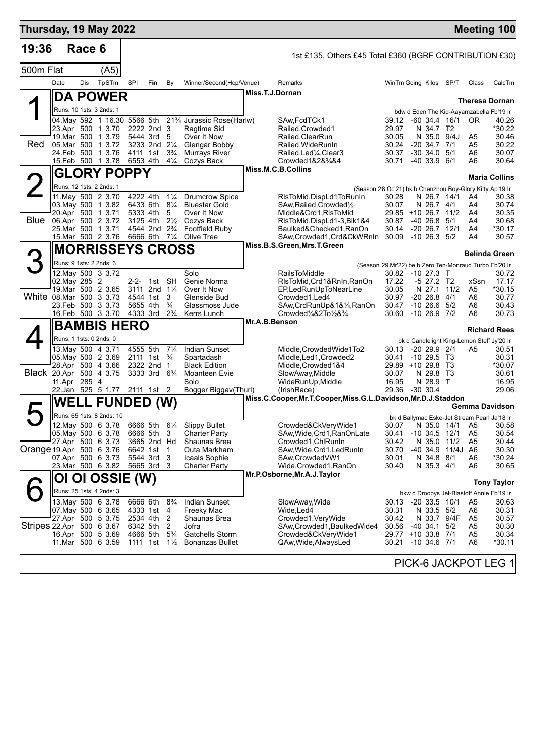## Thursday, 19 May 2022 — Meeting 100

**19:36 Race 6** — 1st £135, Others £45 Total £360 (BGRF CONTRIBUTION £30)

**500m Flat (A5)**

| Date | Dis | TpSTm | SPI | Fin | By | Winner/Second(Hcp/Venue) | Remarks | WinTm | Going | Kilos | SP/T | Class | CalcTm |
|---|---|---|---|---|---|---|---|---|---|---|---|---|---|

### 1 — DA POWER (Red)
Miss.T.J.Dornan — **Theresa Dornan**

Runs: 10 1sts: 3 2nds: 1 — bdw d Eden The Kid-Aayamzabella Fb'19 Ir

| Date | Dis | TpSTm | SPI | Fin | By | Winner/Second(Hcp/Venue) | Remarks | WinTm | Going | Kilos | SP/T | Class | CalcTm |
|---|---|---|---|---|---|---|---|---|---|---|---|---|---|
| 04.May | 592 | 1 16.30 | 5566 | 5th | 21¾ | Jurassic Rose(Harlw) | SAw,FcdTCk1 | 39.12 | -60 | 34.4 | 16/1 | OR | 40.26 |
| 23.Apr | 500 | 1 3.70 | 2222 | 2nd | 3 | Ragtime Sid | Railed,Crowded1 | 29.97 | N | 34.7 | T2 | | *30.22 |
| 19.Mar | 500 | 1 3.79 | 5444 | 3rd | 5 | Over It Now | Railed,ClearRun | 30.05 | N | 35.0 | 9/4J | A5 | 30.46 |
| 05.Mar | 500 | 1 3.72 | 3233 | 2nd | 2¼ | Glengar Bobby | Railed,WideRunIn | 30.24 | -20 | 34.7 | 7/1 | A5 | 30.22 |
| 24.Feb | 500 | 1 3.76 | 4111 | 1st | 3¾ | Murrays River | Railed,Led¼,Clear3 | 30.37 | -30 | 34.0 | 5/1 | A6 | 30.07 |
| 15.Feb | 500 | 1 3.78 | 6553 | 4th | 4¼ | Cozys Back | Crowded1&2&¾&4 | 30.71 | -40 | 33.9 | 6/1 | A6 | 30.64 |

### 2 — GLORY POPPY (Blue)
Miss.M.C.B.Collins — **Maria Collins**

Runs: 12 1sts: 2 2nds: 1 — (Season 28.Oc'21) bk b Chenzhou Boy-Glory Kitty Ap'19 Ir

| Date | Dis | TpSTm | SPI | Fin | By | Winner/Second(Hcp/Venue) | Remarks | WinTm | Going | Kilos | SP/T | Class | CalcTm |
|---|---|---|---|---|---|---|---|---|---|---|---|---|---|
| 11.May | 500 | 2 3.70 | 4222 | 4th | 1¼ | Drumcrow Spice | RlsToMid,DispLd1ToRunIn | 30.28 | N | 26.7 | 14/1 | A4 | 30.38 |
| 03.May | 500 | 1 3.82 | 6433 | 6th | 8¼ | Bluestar Gold | SAw,Railed,Crowded½ | 30.07 | N | 26.7 | 4/1 | A4 | 30.74 |
| 20.Apr | 500 | 1 3.71 | 5333 | 4th | 5 | Over It Now | Middle&Crd1,RlsToMid | 29.85 | +10 | 26.7 | 11/2 | A4 | 30.35 |
| 06.Apr | 500 | 2 3.72 | 3125 | 4th | 2½ | Cozys Back | RlsToMid,DispLd1-3,Blk1&4 | 30.87 | -40 | 26.8 | 5/1 | A4 | 30.68 |
| 25.Mar | 500 | 1 3.71 | 4544 | 2nd | 2¾ | Footfield Ruby | Baulked&Checked1,RanOn | 30.14 | -20 | 26.7 | 12/1 | A4 | *30.17 |
| 15.Mar | 500 | 2 3.76 | 6666 | 6th | 7¼ | Olive Tree | SAw,Crowded1,Crd&CkWRnIn | 30.09 | -10 | 26.3 | 5/2 | A4 | 30.57 |

### 3 — MORRISSEYS CROSS (White)
Miss.B.S.Green,Mrs.T.Green — **Belinda Green**

Runs: 9 1sts: 2 2nds: 3 — (Season 29.Mr'22) be b Zero Ten-Monraud Turbo Fb'20 Ir

| Date | Dis | TpSTm | SPI | Fin | By | Winner/Second(Hcp/Venue) | Remarks | WinTm | Going | Kilos | SP/T | Class | CalcTm |
|---|---|---|---|---|---|---|---|---|---|---|---|---|---|
| 12.May | 500 | 3 3.72 | | | | Solo | RailsToMiddle | 30.82 | -10 | 27.3 | T | | 30.72 |
| 02.May | 285 | 2 | 2-2- | 1st | SH | Genie Norma | RlsToMid,Crd1&RnIn,RanOn | 17.22 | -5 | 27.2 | T2 | xSsn | 17.17 |
| 19.Mar | 500 | 2 3.65 | 3111 | 2nd | 1¼ | Over It Now | EP,LedRunUpToNearLine | 30.05 | N | 27.1 | 11/2 | A5 | *30.15 |
| 08.Mar | 500 | 3 3.73 | 4544 | 1st | 3 | Glenside Bud | Crowded1,Led4 | 30.97 | -20 | 26.8 | 4/1 | A6 | 30.77 |
| 23.Feb | 500 | 3 3.73 | 5655 | 4th | ¾ | Glassmoss Jude | SAw,CrdRunUp&1&¼,RanOn | 30.47 | -10 | 26.6 | 5/2 | A6 | 30.43 |
| 16.Feb | 500 | 3 3.70 | 4333 | 3rd | 2¾ | Kerrs Lunch | Crowded¼&2To½&¾ | 30.60 | -10 | 26.9 | 7/2 | A6 | 30.73 |

### 4 — BAMBIS HERO (Black)
Mr.A.B.Benson — **Richard Rees**

Runs: 1 1sts: 0 2nds: 0 — bk d Candlelight King-Lemon Steff Jy'20 Ir

| Date | Dis | TpSTm | SPI | Fin | By | Winner/Second(Hcp/Venue) | Remarks | WinTm | Going | Kilos | SP/T | Class | CalcTm |
|---|---|---|---|---|---|---|---|---|---|---|---|---|---|
| 13.May | 500 | 4 3.71 | 4555 | 5th | 7¼ | Indian Sunset | Middle,CrowdedWide1To2 | 30.13 | -20 | 29.9 | 2/1 | A5 | 30.51 |
| 05.May | 500 | 2 3.69 | 2111 | 1st | ¾ | Spartadash | Middle,Led1,Crowded2 | 30.41 | -10 | 29.5 | T3 | | 30.31 |
| 28.Apr | 500 | 4 3.66 | 2322 | 2nd | 1 | Black Edition | Middle,Crowded1&4 | 29.89 | +10 | 29.8 | T3 | | *30.07 |
| 20.Apr | 500 | 4 3.75 | 3333 | 3rd | 6¾ | Moanteen Evie | SlowAway,Middle | 30.07 | N | 29.8 | T3 | | 30.61 |
| 11.Apr | 285 | 4 | | | | Solo | WideRunUp,Middle | 16.95 | N | 28.9 | T | | 16.95 |
| 22.Jan | 525 | 5 1.77 | 2111 | 1st | 2 | Bogger Biggav(Thurl) | (IrishRace) | 29.36 | -30 | 30.4 | | | 29.06 |

### 5 — WELL FUNDED (W) (Orange)
Miss.C.Cooper,Mr.T.Cooper,Miss.G.L.Davidson,Mr.D.J.Staddon — **Gemma Davidson**

Runs: 65 1sts: 8 2nds: 10 — bk d Ballymac Eske-Jet Stream Pearl Ja'18 Ir

| Date | Dis | TpSTm | SPI | Fin | By | Winner/Second(Hcp/Venue) | Remarks | WinTm | Going | Kilos | SP/T | Class | CalcTm |
|---|---|---|---|---|---|---|---|---|---|---|---|---|---|
| 12.May | 500 | 6 3.78 | 6666 | 5th | 6¼ | Slippy Bullet | Crowded&CkVeryWide1 | 30.07 | N | 35.0 | 14/1 | A5 | 30.58 |
| 05.May | 500 | 6 3.78 | 6666 | 5th | 3 | Charter Party | SAw,Wide,Crd1,RanOnLate | 30.41 | -10 | 34.5 | 12/1 | A5 | 30.54 |
| 27.Apr | 500 | 6 3.73 | 3665 | 2nd | Hd | Shaunas Brea | Crowded1,ChlRunIn | 30.42 | N | 35.0 | 11/2 | A5 | 30.44 |
| 19.Apr | 500 | 6 3.76 | 6642 | 1st | 1 | Outa Markham | SAw,Wide,Crd1,LedRunIn | 30.70 | -40 | 34.9 | 11/4J | A6 | 30.30 |
| 07.Apr | 500 | 6 3.73 | 5544 | 3rd | 3 | Icaals Sophie | SAw,CrowdedVW1 | 30.01 | N | 34.8 | 8/1 | A6 | *30.24 |
| 23.Mar | 500 | 6 3.82 | 5665 | 3rd | 3 | Charter Party | Wide,Crowded1,RanOn | 30.40 | N | 35.3 | 4/1 | A6 | 30.65 |

### 6 — OI OI OSSIE (W) (Stripes)
Mr.P.Osborne,Mr.A.J.Taylor — **Tony Taylor**

Runs: 25 1sts: 4 2nds: 3 — bkw d Droopys Jet-Blastoff Annie Fb'19 Ir

| Date | Dis | TpSTm | SPI | Fin | By | Winner/Second(Hcp/Venue) | Remarks | WinTm | Going | Kilos | SP/T | Class | CalcTm |
|---|---|---|---|---|---|---|---|---|---|---|---|---|---|
| 13.May | 500 | 6 3.78 | 6666 | 6th | 8¾ | Indian Sunset | SlowAway,Wide | 30.13 | -20 | 33.5 | 10/1 | A5 | 30.63 |
| 07.May | 500 | 6 3.65 | 4333 | 1st | 4 | Freeky Mac | Wide,Led4 | 30.31 | N | 33.5 | 5/2 | A6 | 30.31 |
| 27.Apr | 500 | 5 3.75 | 2534 | 4th | 2 | Shaunas Brea | Crowded1,VeryWide | 30.42 | N | 33.7 | 9/4F | A5 | 30.57 |
| 22.Apr | 500 | 6 3.67 | 6342 | 5th | 2 | Jofra | SAw,Crowded1,BaulkedWide4 | 30.56 | -40 | 34.1 | 5/2 | A5 | 30.30 |
| 16.Apr | 500 | 5 3.69 | 4666 | 5th | 5¾ | Gatchells Storm | Crowded&CkVeryWide1 | 29.77 | +10 | 33.8 | 7/1 | A5 | 30.34 |
| 11.Mar | 500 | 6 3.59 | 1111 | 1st | 1½ | Bonanzas Bullet | QAw,Wide,AlwaysLed | 30.21 | -10 | 34.6 | 7/1 | A6 | *30.11 |

PICK-6 JACKPOT LEG 1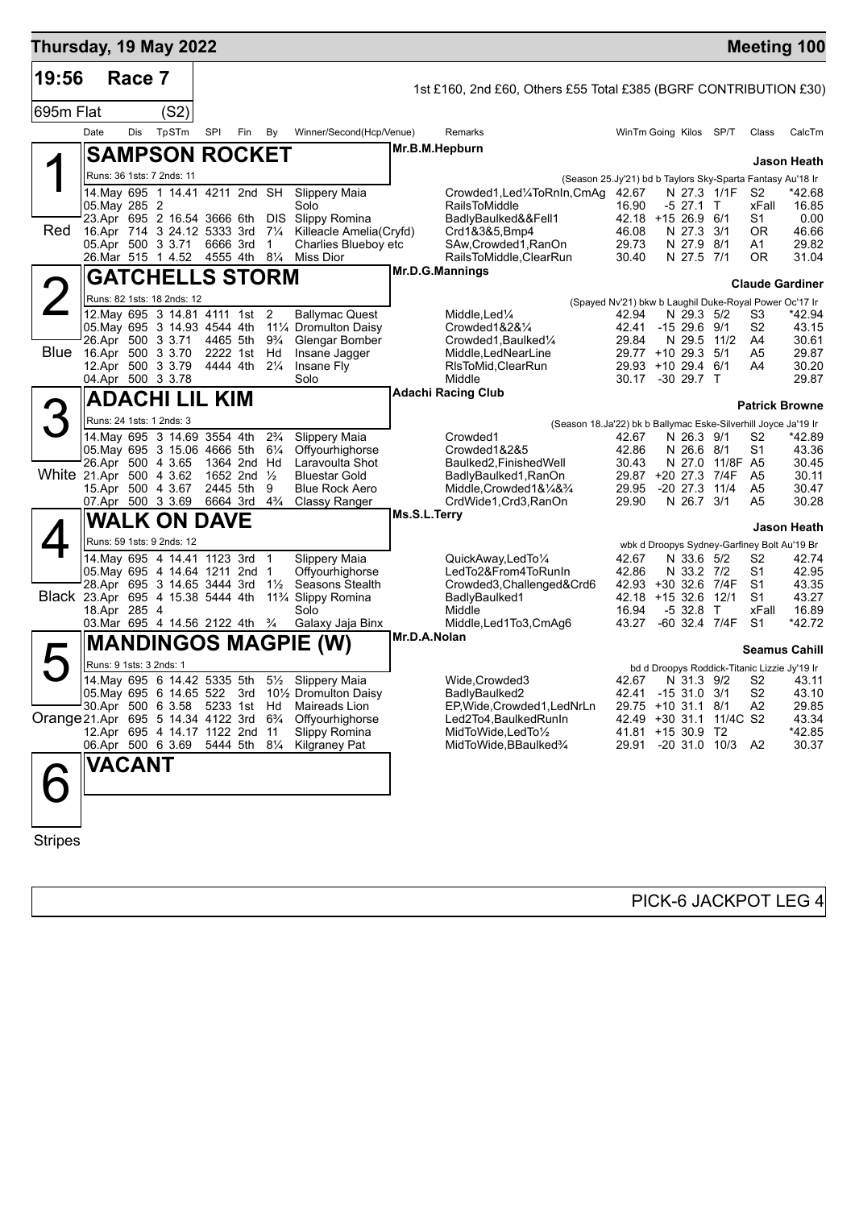## Thursday, 19 May 2022 — Meeting 100

**19:56 Race 7** — 1st £160, 2nd £60, Others £55 Total £385 (BGRF CONTRIBUTION £30)

**695m Flat (S2)**

| Date | Dis | TpSTm | SPI | Fin | By | Winner/Second(Hcp/Venue) | Remarks | WinTm | Going | Kilos | SP/T | Class | CalcTm |
|---|---|---|---|---|---|---|---|---|---|---|---|---|---|

### 1 Red — SAMPSON ROCKET
Mr.B.M.Hepburn — Jason Heath

Runs: 36 1sts: 7 2nds: 11 — (Season 25.Jy'21) bd b Taylors Sky-Sparta Fantasy Au'18 Ir

| Date | Dis | TpSTm | SPI | Fin | By | Winner/Second(Hcp/Venue) | Remarks | WinTm | Going | Kilos | SP/T | Class | CalcTm |
|---|---|---|---|---|---|---|---|---|---|---|---|---|---|
| 14.May | 695 | 1 14.41 | 4211 | 2nd | SH | Slippery Maia | Crowded1,Led¼ToRnIn,CmAg | 42.67 | N | 27.3 | 1/1F | S2 | *42.68 |
| 05.May | 285 | 2 | | | | Solo | RailsToMiddle | 16.90 | -5 | 27.1 | T | xFall | 16.85 |
| 23.Apr | 695 | 2 16.54 | 3666 | 6th | DIS | Slippy Romina | BadlyBaulked&&Fell1 | 42.18 | +15 | 26.9 | 6/1 | S1 | 0.00 |
| 16.Apr | 714 | 3 24.12 | 5333 | 3rd | 7¼ | Killeacle Amelia(Cryfd) | Crd1&3&5,Bmp4 | 46.08 | N | 27.3 | 3/1 | OR | 46.66 |
| 05.Apr | 500 | 3 3.71 | 6666 | 3rd | 1 | Charlies Blueboy etc | SAw,Crowded1,RanOn | 29.73 | N | 27.9 | 8/1 | A1 | 29.82 |
| 26.Mar | 515 | 1 4.52 | 4555 | 4th | 8¼ | Miss Dior | RailsToMiddle,ClearRun | 30.40 | N | 27.5 | 7/1 | OR | 31.04 |

### 2 Blue — GATCHELLS STORM
Mr.D.G.Mannings — Claude Gardiner

Runs: 82 1sts: 18 2nds: 12 — (Spayed Nv'21) bkw b Laughil Duke-Royal Power Oc'17 Ir

| Date | Dis | TpSTm | SPI | Fin | By | Winner/Second(Hcp/Venue) | Remarks | WinTm | Going | Kilos | SP/T | Class | CalcTm |
|---|---|---|---|---|---|---|---|---|---|---|---|---|---|
| 12.May | 695 | 3 14.81 | 4111 | 1st | 2 | Ballymac Quest | Middle,Led¼ | 42.94 | N | 29.3 | 5/2 | S3 | *42.94 |
| 05.May | 695 | 3 14.93 | 4544 | 4th | 11¼ | Dromulton Daisy | Crowded1&2&¼ | 42.41 | -15 | 29.6 | 9/1 | S2 | 43.15 |
| 26.Apr | 500 | 3 3.71 | 4465 | 5th | 9¾ | Glengar Bomber | Crowded1,Baulked¼ | 29.84 | N | 29.5 | 11/2 | A4 | 30.61 |
| 16.Apr | 500 | 3 3.70 | 2222 | 1st | Hd | Insane Jagger | Middle,LedNearLine | 29.77 | +10 | 29.3 | 5/1 | A5 | 29.87 |
| 12.Apr | 500 | 3 3.79 | 4444 | 4th | 2¼ | Insane Fly | RlsToMid,ClearRun | 29.93 | +10 | 29.4 | 6/1 | A4 | 30.20 |
| 04.Apr | 500 | 3 3.78 | | | | Solo | Middle | 30.17 | -30 | 29.7 | T | | 29.87 |

### 3 White — ADACHI LIL KIM
Adachi Racing Club — Patrick Browne

Runs: 24 1sts: 1 2nds: 3 — (Season 18.Ja'22) bk b Ballymac Eske-Silverhill Joyce Ja'19 Ir

| Date | Dis | TpSTm | SPI | Fin | By | Winner/Second(Hcp/Venue) | Remarks | WinTm | Going | Kilos | SP/T | Class | CalcTm |
|---|---|---|---|---|---|---|---|---|---|---|---|---|---|
| 14.May | 695 | 3 14.69 | 3554 | 4th | 2¾ | Slippery Maia | Crowded1 | 42.67 | N | 26.3 | 9/1 | S2 | *42.89 |
| 05.May | 695 | 3 15.06 | 4666 | 5th | 6¼ | Offyourhighorse | Crowded1&2&5 | 42.86 | N | 26.6 | 8/1 | S1 | 43.36 |
| 26.Apr | 500 | 4 3.65 | 1364 | 2nd | Hd | Laravoulta Shot | Baulked2,FinishedWell | 30.43 | N | 27.0 | 11/8F | A5 | 30.45 |
| 21.Apr | 500 | 4 3.62 | 1652 | 2nd | ½ | Bluestar Gold | BadlyBaulked1,RanOn | 29.87 | +20 | 27.3 | 7/4F | A5 | 30.11 |
| 15.Apr | 500 | 4 3.67 | 2445 | 5th | 9 | Blue Rock Aero | Middle,Crowded1&¼&¾ | 29.95 | -20 | 27.3 | 11/4 | A5 | 30.47 |
| 07.Apr | 500 | 3 3.69 | 6664 | 3rd | 4¾ | Classy Ranger | CrdWide1,Crd3,RanOn | 29.90 | N | 26.7 | 3/1 | A5 | 30.28 |

### 4 Black — WALK ON DAVE
Ms.S.L.Terry — Jason Heath

Runs: 59 1sts: 9 2nds: 12 — wbk d Droopys Sydney-Garfiney Bolt Au'19 Br

| Date | Dis | TpSTm | SPI | Fin | By | Winner/Second(Hcp/Venue) | Remarks | WinTm | Going | Kilos | SP/T | Class | CalcTm |
|---|---|---|---|---|---|---|---|---|---|---|---|---|---|
| 14.May | 695 | 4 14.41 | 1123 | 3rd | 1 | Slippery Maia | QuickAway,LedTo¼ | 42.67 | N | 33.6 | 5/2 | S2 | 42.74 |
| 05.May | 695 | 4 14.64 | 1211 | 2nd | 1 | Offyourhighorse | LedTo2&From4ToRunIn | 42.86 | N | 33.2 | 7/2 | S1 | 42.95 |
| 28.Apr | 695 | 3 14.65 | 3444 | 3rd | 1½ | Seasons Stealth | Crowded3,Challenged&Crd6 | 42.93 | +30 | 32.6 | 7/4F | S1 | 43.35 |
| 23.Apr | 695 | 4 15.38 | 5444 | 4th | 11¾ | Slippy Romina | BadlyBaulked1 | 42.18 | +15 | 32.6 | 12/1 | S1 | 43.27 |
| 18.Apr | 285 | 4 | | | | Solo | Middle | 16.94 | -5 | 32.8 | T | xFall | 16.89 |
| 03.Mar | 695 | 4 14.56 | 2122 | 4th | ¾ | Galaxy Jaja Binx | Middle,Led1To3,CmAg6 | 43.27 | -60 | 32.4 | 7/4F | S1 | *42.72 |

### 5 Orange — MANDINGOS MAGPIE (W)
Mr.D.A.Nolan — Seamus Cahill

Runs: 9 1sts: 3 2nds: 1 — bd d Droopys Roddick-Titanic Lizzie Jy'19 Ir

| Date | Dis | TpSTm | SPI | Fin | By | Winner/Second(Hcp/Venue) | Remarks | WinTm | Going | Kilos | SP/T | Class | CalcTm |
|---|---|---|---|---|---|---|---|---|---|---|---|---|---|
| 14.May | 695 | 6 14.42 | 5335 | 5th | 5½ | Slippery Maia | Wide,Crowded3 | 42.67 | N | 31.3 | 9/2 | S2 | 43.11 |
| 05.May | 695 | 6 14.65 | 522 | 3rd | 10½ | Dromulton Daisy | BadlyBaulked2 | 42.41 | -15 | 31.0 | 3/1 | S2 | 43.10 |
| 30.Apr | 500 | 6 3.58 | 5233 | 1st | Hd | Maireads Lion | EP,Wide,Crowded1,LedNrLn | 29.75 | +10 | 31.1 | 8/1 | A2 | 29.85 |
| 21.Apr | 695 | 5 14.34 | 4122 | 3rd | 6¾ | Offyourhighorse | Led2To4,BaulkedRunIn | 42.49 | +30 | 31.1 | 11/4C | S2 | 43.34 |
| 12.Apr | 695 | 4 14.17 | 1122 | 2nd | 11 | Slippy Romina | MidToWide,LedTo½ | 41.81 | +15 | 30.9 | T2 | | *42.85 |
| 06.Apr | 500 | 6 3.69 | 5444 | 5th | 8¼ | Kilgraney Pat | MidToWide,BBaulked¾ | 29.91 | -20 | 31.0 | 10/3 | A2 | 30.37 |

### 6 Stripes — VACANT

PICK-6 JACKPOT LEG 4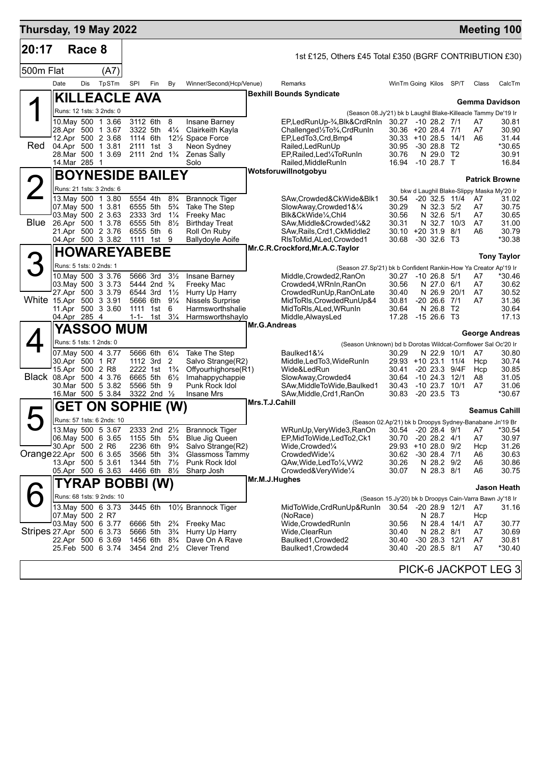# Thursday, 19 May 2022 — Meeting 100

**20:17 Race 8** — 1st £125, Others £45 Total £350 (BGRF CONTRIBUTION £30)

**500m Flat (A7)**

| Date | Dis | TpSTm | SPI | Fin | By | Winner/Second(Hcp/Venue) | Remarks | WinTm | Going | Kilos | SP/T | Class | CalcTm |
|---|---|---|---|---|---|---|---|---|---|---|---|---|---|

## 1 Red — KILLEACLE AVA
Bexhill Bounds Syndicate — Gemma Davidson

Runs: 12 1sts: 3 2nds: 0 — (Season 08.Jy'21) bk b Laughil Blake-Killeacle Tammy De'19 Ir

| Date | Dis | TpSTm | SPI | Fin | By | Winner/Second(Hcp/Venue) | Remarks | WinTm | Going | Kilos | SP/T | Class | CalcTm |
|---|---|---|---|---|---|---|---|---|---|---|---|---|---|
| 10.May | 500 | 1 3.66 | 3112 | 6th | 8 | Insane Barney | EP,LedRunUp-¾,Blk&CrdRnIn | 30.27 | -10 | 28.2 | 7/1 | A7 | 30.81 |
| 28.Apr | 500 | 1 3.67 | 3322 | 5th | 4¼ | Clairkeith Kayla | Challenged½To¾,CrdRunIn | 30.36 | +20 | 28.4 | 7/1 | A7 | 30.90 |
| 12.Apr | 500 | 2 3.68 | 1114 | 6th | 12½ | Space Force | EP,LedTo3,Crd,Bmp4 | 30.33 | +10 | 28.5 | 14/1 | A6 | 31.44 |
| 04.Apr | 500 | 1 3.81 | 2111 | 1st | 3 | Neon Sydney | Railed,LedRunUp | 30.95 | -30 | 28.8 | T2 | | *30.65 |
| 28.Mar | 500 | 1 3.69 | 2111 | 2nd | 1¾ | Zenas Sally | EP,Railed,Led¼ToRunIn | 30.76 | N | 29.0 | T2 | | 30.91 |
| 14.Mar | 285 | 1 | | | | Solo | Railed,MiddleRunIn | 16.94 | -10 | 28.7 | T | | 16.84 |

## 2 Blue — BOYNESIDE BAILEY
Wotsforuwillnotgobyu — Patrick Browne

Runs: 21 1sts: 3 2nds: 6 — bkw d Laughil Blake-Slippy Maska My'20 Ir

| Date | Dis | TpSTm | SPI | Fin | By | Winner/Second(Hcp/Venue) | Remarks | WinTm | Going | Kilos | SP/T | Class | CalcTm |
|---|---|---|---|---|---|---|---|---|---|---|---|---|---|
| 13.May | 500 | 1 3.80 | 5554 | 4th | 8¾ | Brannock Tiger | SAw,Crowded&CkWide&Blk1 | 30.54 | -20 | 32.5 | 11/4 | A7 | 31.02 |
| 07.May | 500 | 1 3.81 | 6555 | 5th | 5¾ | Take The Step | SlowAway,Crowded1&¼ | 30.29 | N | 32.3 | 5/2 | A7 | 30.75 |
| 03.May | 500 | 2 3.63 | 2333 | 3rd | 1¼ | Freeky Mac | Blk&CkWide¼,Chl4 | 30.56 | N | 32.6 | 5/1 | A7 | 30.65 |
| 26.Apr | 500 | 1 3.78 | 6555 | 5th | 8½ | Birthday Treat | SAw,Middle&Crowded¼&2 | 30.31 | N | 32.7 | 10/3 | A7 | 31.00 |
| 21.Apr | 500 | 2 3.76 | 6555 | 5th | 6 | Roll On Ruby | SAw,Rails,Crd1,CkMiddle2 | 30.10 | +20 | 31.9 | 8/1 | A6 | 30.79 |
| 04.Apr | 500 | 3 3.82 | 1111 | 1st | 9 | Ballydoyle Aoife | RlsToMid,ALed,Crowded1 | 30.68 | -30 | 32.6 | T3 | | *30.38 |

## 3 White — HOWAREYABEBE
Mr.C.R.Crockford,Mr.A.C.Taylor — Tony Taylor

Runs: 5 1sts: 0 2nds: 1 — (Season 27.Sp'21) bk b Confident Rankin-How Ya Creator Ap'19 Ir

| Date | Dis | TpSTm | SPI | Fin | By | Winner/Second(Hcp/Venue) | Remarks | WinTm | Going | Kilos | SP/T | Class | CalcTm |
|---|---|---|---|---|---|---|---|---|---|---|---|---|---|
| 10.May | 500 | 3 3.76 | 5666 | 3rd | 3½ | Insane Barney | Middle,Crowded2,RanOn | 30.27 | -10 | 26.8 | 5/1 | A7 | *30.46 |
| 03.May | 500 | 3 3.73 | 5444 | 2nd | ¾ | Freeky Mac | Crowded4,WRnIn,RanOn | 30.56 | N | 27.0 | 6/1 | A7 | 30.62 |
| 27.Apr | 500 | 3 3.79 | 6544 | 3rd | 1½ | Hurry Up Harry | CrowdedRunUp,RanOnLate | 30.40 | N | 26.9 | 20/1 | A7 | 30.52 |
| 15.Apr | 500 | 3 3.91 | 5666 | 6th | 9¼ | Nissels Surprise | MidToRls,CrowdedRunUp&4 | 30.81 | -20 | 26.6 | 7/1 | A7 | 31.36 |
| 11.Apr | 500 | 3 3.60 | 1111 | 1st | 6 | Harmsworthshalie | MidToRls,ALed,WRunIn | 30.64 | N | 26.8 | T2 | | 30.64 |
| 04.Apr | 285 | 4 | 1-1- | 1st | 3¼ | Harmsworthshaylo | Middle,AlwaysLed | 17.28 | -15 | 26.6 | T3 | | 17.13 |

## 4 Black — YASSOO MUM
Mr.G.Andreas — George Andreas

Runs: 5 1sts: 1 2nds: 0 — (Season Unknown) bd b Dorotas Wildcat-Cornflower Sal Oc'20 Ir

| Date | Dis | TpSTm | SPI | Fin | By | Winner/Second(Hcp/Venue) | Remarks | WinTm | Going | Kilos | SP/T | Class | CalcTm |
|---|---|---|---|---|---|---|---|---|---|---|---|---|---|
| 07.May | 500 | 4 3.77 | 5666 | 6th | 6¼ | Take The Step | Baulked1&¼ | 30.29 | N | 22.9 | 10/1 | A7 | 30.80 |
| 30.Apr | 500 | 1 R7 | 1112 | 3rd | 2 | Salvo Strange(R2) | Middle,LedTo3,WideRunIn | 29.93 | +10 | 23.1 | 11/4 | Hcp | 30.74 |
| 15.Apr | 500 | 2 R8 | 2222 | 1st | 1¾ | Offyourhighorse(R1) | Wide&LedRun | 30.41 | -20 | 23.3 | 9/4F | Hcp | 30.85 |
| 08.Apr | 500 | 4 3.76 | 6665 | 5th | 6½ | Imahappychappie | SlowAway,Crowded4 | 30.64 | -10 | 24.3 | 12/1 | A8 | 31.05 |
| 30.Mar | 500 | 5 3.82 | 5566 | 5th | 9 | Punk Rock Idol | SAw,MiddleToWide,Baulked1 | 30.43 | -10 | 23.7 | 10/1 | A7 | 31.06 |
| 16.Mar | 500 | 5 3.84 | 3322 | 2nd | ½ | Insane Mrs | SAw,Middle,Crd1,RanOn | 30.83 | -20 | 23.5 | T3 | | *30.67 |

## 5 Orange — GET ON SOPHIE (W)
Mrs.T.J.Cahill — Seamus Cahill

Runs: 57 1sts: 6 2nds: 10 — (Season 02.Ap'21) bk b Droopys Sydney-Banabane Jn'19 Br

| Date | Dis | TpSTm | SPI | Fin | By | Winner/Second(Hcp/Venue) | Remarks | WinTm | Going | Kilos | SP/T | Class | CalcTm |
|---|---|---|---|---|---|---|---|---|---|---|---|---|---|
| 13.May | 500 | 5 3.67 | 2333 | 2nd | 2½ | Brannock Tiger | WRunUp,VeryWide3,RanOn | 30.54 | -20 | 28.4 | 9/1 | A7 | *30.54 |
| 06.May | 500 | 6 3.65 | 1155 | 5th | 5¾ | Blue Jig Queen | EP,MidToWide,LedTo2,Ck1 | 30.70 | -20 | 28.2 | 4/1 | A7 | 30.97 |
| 30.Apr | 500 | 2 R6 | 2236 | 6th | 9¾ | Salvo Strange(R2) | Wide,Crowded¼ | 29.93 | +10 | 28.0 | 9/2 | Hcp | 31.26 |
| 22.Apr | 500 | 6 3.65 | 3566 | 5th | 3¾ | Glassmoss Tammy | CrowdedWide¼ | 30.62 | -30 | 28.4 | 7/1 | A6 | 30.63 |
| 13.Apr | 500 | 5 3.61 | 1344 | 5th | 7½ | Punk Rock Idol | QAw,Wide,LedTo¼,VW2 | 30.26 | N | 28.2 | 9/2 | A6 | 30.86 |
| 05.Apr | 500 | 6 3.63 | 4466 | 6th | 8½ | Sharp Josh | Crowded&VeryWide¼ | 30.07 | N | 28.3 | 8/1 | A6 | 30.75 |

## 6 Stripes — TYRAP BOBBI (W)
Mr.M.J.Hughes — Jason Heath

Runs: 68 1sts: 9 2nds: 10 — (Season 15.Jy'20) bk b Droopys Cain-Varra Bawn Jy'18 Ir

| Date | Dis | TpSTm | SPI | Fin | By | Winner/Second(Hcp/Venue) | Remarks | WinTm | Going | Kilos | SP/T | Class | CalcTm |
|---|---|---|---|---|---|---|---|---|---|---|---|---|---|
| 13.May | 500 | 6 3.73 | 3445 | 6th | 10½ | Brannock Tiger | MidToWide,CrdRunUp&RnIn | 30.54 | -20 | 28.9 | 12/1 | A7 | 31.16 |
| 07.May | 500 | 2 R7 | | | | | (NoRace) | | N | 28.7 | | Hcp | |
| 03.May | 500 | 6 3.77 | 6666 | 5th | 2¾ | Freeky Mac | Wide,CrowdedRunIn | 30.56 | N | 28.4 | 14/1 | A7 | 30.77 |
| 27.Apr | 500 | 6 3.73 | 5666 | 5th | 3¾ | Hurry Up Harry | Wide,ClearRun | 30.40 | N | 28.2 | 8/1 | A7 | 30.69 |
| 22.Apr | 500 | 6 3.69 | 1456 | 6th | 8¾ | Dave On A Rave | Baulked1,Crowded2 | 30.40 | -30 | 28.3 | 12/1 | A7 | 30.81 |
| 25.Feb | 500 | 6 3.74 | 3454 | 2nd | 2½ | Clever Trend | Baulked1,Crowded4 | 30.40 | -20 | 28.5 | 8/1 | A7 | *30.40 |

PICK-6 JACKPOT LEG 3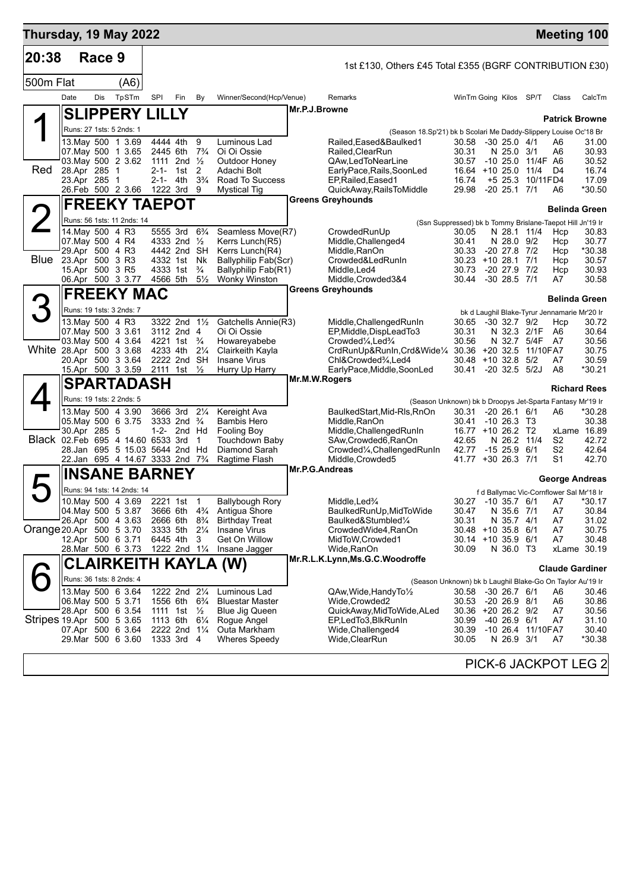# Thursday, 19 May 2022 — Meeting 100

## 20:38 Race 9

1st £130, Others £45 Total £355 (BGRF CONTRIBUTION £30)

500m Flat (A6)

| Date | Dis | TpSTm | SPI | Fin | By | Winner/Second(Hcp/Venue) | Remarks | WinTm | Going | Kilos | SP/T | Class | CalcTm |
|---|---|---|---|---|---|---|---|---|---|---|---|---|---|

### 1 — Red — SLIPPERY LILLY

Mr.P.J.Browne — Trainer: Patrick Browne

Runs: 27 1sts: 5 2nds: 1 — (Season 18.Sp'21) bk b Scolari Me Daddy-Slippery Louise Oc'18 Br

| Date | Dis | TpSTm | SPI | Fin | By | Winner/Second(Hcp/Venue) | Remarks | WinTm | Going | Kilos | SP/T | Class | CalcTm |
|---|---|---|---|---|---|---|---|---|---|---|---|---|---|
| 13.May | 500 | 1 3.69 | 4444 | 4th | 9 | Luminous Lad | Railed,Eased&Baulked1 | 30.58 | -30 | 25.0 | 4/1 | A6 | 31.00 |
| 07.May | 500 | 1 3.65 | 2445 | 6th | 7¾ | Oi Oi Ossie | Railed,ClearRun | 30.31 | N | 25.0 | 3/1 | A6 | 30.93 |
| 03.May | 500 | 2 3.62 | 1111 | 2nd | ½ | Outdoor Honey | QAw,LedToNearLine | 30.57 | -10 | 25.0 | 11/4F | A6 | 30.52 |
| 28.Apr | 285 | 1 | 2-1- | 1st | 2 | Adachi Bolt | EarlyPace,Rails,SoonLed | 16.64 | +10 | 25.0 | 11/4 | D4 | 16.74 |
| 23.Apr | 285 | 1 | 2-1- | 4th | 3¾ | Road To Success | EP,Railed,Eased1 | 16.74 | +5 | 25.3 | 10/11F | D4 | 17.09 |
| 26.Feb | 500 | 2 3.66 | 1222 | 3rd | 9 | Mystical Tig | QuickAway,RailsToMiddle | 29.98 | -20 | 25.1 | 7/1 | A6 | *30.50 |

### 2 — Blue — FREEKY TAEPOT

Greens Greyhounds — Trainer: Belinda Green

Runs: 56 1sts: 11 2nds: 14 — (Ssn Suppressed) bk b Tommy Brislane-Taepot Hill Jn'19 Ir

| Date | Dis | TpSTm | SPI | Fin | By | Winner/Second(Hcp/Venue) | Remarks | WinTm | Going | Kilos | SP/T | Class | CalcTm |
|---|---|---|---|---|---|---|---|---|---|---|---|---|---|
| 14.May | 500 | 4 R3 | 5555 | 3rd | 6¾ | Seamless Move(R7) | CrowdedRunUp | 30.05 | N | 28.1 | 11/4 | Hcp | 30.83 |
| 07.May | 500 | 4 R4 | 4333 | 2nd | ½ | Kerrs Lunch(R5) | Middle,Challenged4 | 30.41 | N | 28.0 | 9/2 | Hcp | 30.77 |
| 29.Apr | 500 | 4 R3 | 4442 | 2nd | SH | Kerrs Lunch(R4) | Middle,RanOn | 30.33 | -20 | 27.8 | 7/2 | Hcp | *30.38 |
| 23.Apr | 500 | 3 R3 | 4332 | 1st | Nk | Ballyphilip Fab(Scr) | Crowded&LedRunIn | 30.23 | +10 | 28.1 | 7/1 | Hcp | 30.57 |
| 15.Apr | 500 | 3 R5 | 4333 | 1st | ¾ | Ballyphilip Fab(R1) | Middle,Led4 | 30.73 | -20 | 27.9 | 7/2 | Hcp | 30.93 |
| 06.Apr | 500 | 3 3.77 | 4566 | 5th | 5½ | Wonky Winston | Middle,Crowded3&4 | 30.44 | -30 | 28.5 | 7/1 | A7 | 30.58 |

### 3 — White — FREEKY MAC

Greens Greyhounds — Trainer: Belinda Green

Runs: 19 1sts: 3 2nds: 7 — bk d Laughil Blake-Tyrur Jennamarie Mr'20 Ir

| Date | Dis | TpSTm | SPI | Fin | By | Winner/Second(Hcp/Venue) | Remarks | WinTm | Going | Kilos | SP/T | Class | CalcTm |
|---|---|---|---|---|---|---|---|---|---|---|---|---|---|
| 13.May | 500 | 4 R3 | 3322 | 2nd | 1½ | Gatchells Annie(R3) | Middle,ChallengedRunIn | 30.65 | -30 | 32.7 | 9/2 | Hcp | 30.72 |
| 07.May | 500 | 3 3.61 | 3112 | 2nd | 4 | Oi Oi Ossie | EP,Middle,DispLeadTo3 | 30.31 | N | 32.3 | 2/1F | A6 | 30.64 |
| 03.May | 500 | 4 3.64 | 4221 | 1st | ¾ | Howareyabebe | Crowded¼,Led¾ | 30.56 | N | 32.7 | 5/4F | A7 | 30.56 |
| 28.Apr | 500 | 3 3.68 | 4233 | 4th | 2¼ | Clairkeith Kayla | CrdRunUp&RunIn,Crd&Wide¼ | 30.36 | +20 | 32.5 | 11/10F | A7 | 30.75 |
| 20.Apr | 500 | 3 3.64 | 2222 | 2nd | SH | Insane Virus | Chl&Crowded¾,Led4 | 30.48 | +10 | 32.8 | 5/2 | A7 | 30.59 |
| 15.Apr | 500 | 3 3.59 | 2111 | 1st | ½ | Hurry Up Harry | EarlyPace,Middle,SoonLed | 30.41 | -20 | 32.5 | 5/2J | A8 | *30.21 |

### 4 — Black — SPARTADASH

Mr.M.W.Rogers — Trainer: Richard Rees

Runs: 19 1sts: 2 2nds: 5 — (Season Unknown) bk b Droopys Jet-Sparta Fantasy Mr'19 Ir

| Date | Dis | TpSTm | SPI | Fin | By | Winner/Second(Hcp/Venue) | Remarks | WinTm | Going | Kilos | SP/T | Class | CalcTm |
|---|---|---|---|---|---|---|---|---|---|---|---|---|---|
| 13.May | 500 | 4 3.90 | 3666 | 3rd | 2¼ | Kereight Ava | BaulkedStart,Mid-Rls,RnOn | 30.31 | -20 | 26.1 | 6/1 | A6 | *30.28 |
| 05.May | 500 | 6 3.75 | 3333 | 2nd | ¾ | Bambis Hero | Middle,RanOn | 30.41 | -10 | 26.3 | T3 | | 30.38 |
| 30.Apr | 285 | 5 | 1-2- | 2nd | Hd | Fooling Boy | Middle,ChallengedRunIn | 16.77 | +10 | 26.2 | T2 | xLame | 16.89 |
| 02.Feb | 695 | 4 14.60 | 6533 | 3rd | 1 | Touchdown Baby | SAw,Crowded6,RanOn | 42.65 | N | 26.2 | 11/4 | S2 | 42.72 |
| 28.Jan | 695 | 5 15.03 | 5644 | 2nd | Hd | Diamond Sarah | Crowded¼,ChallengedRunIn | 42.77 | -15 | 25.9 | 6/1 | S2 | 42.64 |
| 22.Jan | 695 | 4 14.67 | 3333 | 2nd | 7¾ | Ragtime Flash | Middle,Crowded5 | 41.77 | +30 | 26.3 | 7/1 | S1 | 42.70 |

### 5 — Orange — INSANE BARNEY

Mr.P.G.Andreas — Trainer: George Andreas

Runs: 94 1sts: 14 2nds: 14 — f d Ballymac Vic-Cornflower Sal Mr'18 Ir

| Date | Dis | TpSTm | SPI | Fin | By | Winner/Second(Hcp/Venue) | Remarks | WinTm | Going | Kilos | SP/T | Class | CalcTm |
|---|---|---|---|---|---|---|---|---|---|---|---|---|---|
| 10.May | 500 | 4 3.69 | 2221 | 1st | 1 | Ballybough Rory | Middle,Led¾ | 30.27 | -10 | 35.7 | 6/1 | A7 | *30.17 |
| 04.May | 500 | 5 3.87 | 3666 | 6th | 4¾ | Antigua Shore | BaulkedRunUp,MidToWide | 30.47 | N | 35.6 | 7/1 | A7 | 30.84 |
| 26.Apr | 500 | 4 3.63 | 2666 | 6th | 8¾ | Birthday Treat | Baulked&Stumbled¼ | 30.31 | N | 35.7 | 4/1 | A7 | 31.02 |
| 20.Apr | 500 | 5 3.70 | 3333 | 5th | 2¼ | Insane Virus | CrowdedWide4,RanOn | 30.48 | +10 | 35.8 | 6/1 | A7 | 30.75 |
| 12.Apr | 500 | 6 3.71 | 6445 | 4th | 3 | Get On Willow | MidToW,Crowded1 | 30.14 | +10 | 35.9 | 6/1 | A7 | 30.48 |
| 28.Mar | 500 | 6 3.73 | 1222 | 2nd | 1¼ | Insane Jagger | Wide,RanOn | 30.09 | N | 36.0 | T3 | xLame | 30.19 |

### 6 — Stripes — CLAIRKEITH KAYLA (W)

Mr.R.L.K.Lynn,Ms.G.C.Woodroffe — Trainer: Claude Gardiner

Runs: 36 1sts: 8 2nds: 4 — (Season Unknown) bk b Laughil Blake-Go On Taylor Au'19 Ir

| Date | Dis | TpSTm | SPI | Fin | By | Winner/Second(Hcp/Venue) | Remarks | WinTm | Going | Kilos | SP/T | Class | CalcTm |
|---|---|---|---|---|---|---|---|---|---|---|---|---|---|
| 13.May | 500 | 6 3.64 | 1222 | 2nd | 2¼ | Luminous Lad | QAw,Wide,HandyTo½ | 30.58 | -30 | 26.7 | 6/1 | A6 | 30.46 |
| 06.May | 500 | 5 3.71 | 1556 | 6th | 6¾ | Bluestar Master | Wide,Crowded2 | 30.53 | -20 | 26.9 | 8/1 | A6 | 30.86 |
| 28.Apr | 500 | 6 3.54 | 1111 | 1st | ½ | Blue Jig Queen | QuickAway,MidToWide,ALed | 30.36 | +20 | 26.2 | 9/2 | A7 | 30.56 |
| 19.Apr | 500 | 5 3.65 | 1113 | 6th | 6¼ | Rogue Angel | EP,LedTo3,BlkRunIn | 30.99 | -40 | 26.9 | 6/1 | A7 | 31.10 |
| 07.Apr | 500 | 6 3.64 | 2222 | 2nd | 1¼ | Outa Markham | Wide,Challenged4 | 30.39 | -10 | 26.4 | 11/10F | A7 | 30.40 |
| 29.Mar | 500 | 6 3.60 | 1333 | 3rd | 4 | Wheres Speedy | Wide,ClearRun | 30.05 | N | 26.9 | 3/1 | A7 | *30.38 |

PICK-6 JACKPOT LEG 2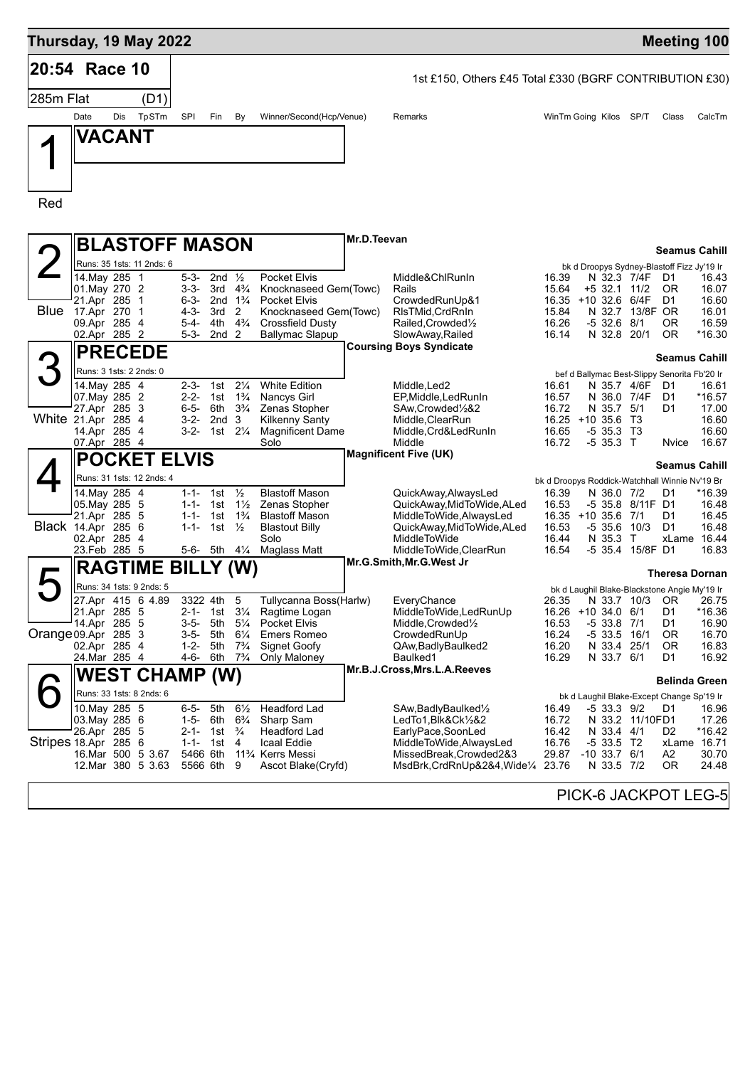**Thursday, 19 May 2022** — **Meeting 100**

## 20:54 Race 10

1st £150, Others £45 Total £330 (BGRF CONTRIBUTION £30)

285m Flat (D1)

| Date | Dis | TpSTm | SPl | Fin | By | Winner/Second(Hcp/Venue) | Remarks | WinTm | Going | Kilos | SP/T | Class | CalcTm |
|---|---|---|---|---|---|---|---|---|---|---|---|---|---|

### 1 (Red) VACANT

### 2 (Blue) BLASTOFF MASON — Mr.D.Teevan — Seamus Cahill

Runs: 35 1sts: 11 2nds: 6 — bk d Droopys Sydney-Blastoff Fizz Jy'19 Ir

| Date | Dis | TpSTm | SPl | Fin | By | Winner/Second(Hcp/Venue) | Remarks | WinTm | Going | Kilos | SP/T | Class | CalcTm |
|---|---|---|---|---|---|---|---|---|---|---|---|---|---|
| 14.May | 285 | 1 | 5-3- | 2nd | ½ | Pocket Elvis | Middle&ChlRunIn | 16.39 | N | 32.3 | 7/4F | D1 | 16.43 |
| 01.May | 270 | 2 | 3-3- | 3rd | 4¾ | Knocknaseed Gem(Towc) | Rails | 15.64 | +5 | 32.1 | 11/2 | OR | 16.07 |
| 21.Apr | 285 | 1 | 6-3- | 2nd | 1¾ | Pocket Elvis | CrowdedRunUp&1 | 16.35 | +10 | 32.6 | 6/4F | D1 | 16.60 |
| 17.Apr | 270 | 1 | 4-3- | 3rd | 2 | Knocknaseed Gem(Towc) | RlsTMid,CrdRnIn | 15.84 | N | 32.7 | 13/8F | OR | 16.01 |
| 09.Apr | 285 | 4 | 5-4- | 4th | 4¾ | Crossfield Dusty | Railed,Crowded½ | 16.26 | -5 | 32.6 | 8/1 | OR | 16.59 |
| 02.Apr | 285 | 2 | 5-3- | 2nd | 2 | Ballymac Slapup | SlowAway,Railed | 16.14 | N | 32.8 | 20/1 | OR | *16.30 |

### 3 (White) PRECEDE — Coursing Boys Syndicate — Seamus Cahill

Runs: 3 1sts: 2 2nds: 0 — bef d Ballymac Best-Slippy Senorita Fb'20 Ir

| Date | Dis | TpSTm | SPl | Fin | By | Winner/Second(Hcp/Venue) | Remarks | WinTm | Going | Kilos | SP/T | Class | CalcTm |
|---|---|---|---|---|---|---|---|---|---|---|---|---|---|
| 14.May | 285 | 4 | 2-3- | 1st | 2¼ | White Edition | Middle,Led2 | 16.61 | N | 35.7 | 4/6F | D1 | 16.61 |
| 07.May | 285 | 2 | 2-2- | 1st | 1¾ | Nancys Girl | EP,Middle,LedRunIn | 16.57 | N | 36.0 | 7/4F | D1 | *16.57 |
| 27.Apr | 285 | 3 | 6-5- | 6th | 3¾ | Zenas Stopher | SAw,Crowded½&2 | 16.72 | N | 35.7 | 5/1 | D1 | 17.00 |
| 21.Apr | 285 | 4 | 3-2- | 2nd | 3 | Kilkenny Santy | Middle,ClearRun | 16.25 | +10 | 35.6 | T3 | | 16.60 |
| 14.Apr | 285 | 4 | 3-2- | 1st | 2¼ | Magnificent Dame | Middle,Crd&LedRunIn | 16.65 | -5 | 35.3 | T3 | | 16.60 |
| 07.Apr | 285 | 4 | | | | Solo | Middle | 16.72 | -5 | 35.3 | T | Nvice | 16.67 |

### 4 (Black) POCKET ELVIS — Magnificent Five (UK) — Seamus Cahill

Runs: 31 1sts: 12 2nds: 4 — bk d Droopys Roddick-Watchhall Winnie Nv'19 Br

| Date | Dis | TpSTm | SPl | Fin | By | Winner/Second(Hcp/Venue) | Remarks | WinTm | Going | Kilos | SP/T | Class | CalcTm |
|---|---|---|---|---|---|---|---|---|---|---|---|---|---|
| 14.May | 285 | 4 | 1-1- | 1st | ½ | Blastoff Mason | QuickAway,AlwaysLed | 16.39 | N | 36.0 | 7/2 | D1 | *16.39 |
| 05.May | 285 | 5 | 1-1- | 1st | 1½ | Zenas Stopher | QuickAway,MidToWide,ALed | 16.53 | -5 | 35.8 | 8/11F | D1 | 16.48 |
| 21.Apr | 285 | 5 | 1-1- | 1st | 1¾ | Blastoff Mason | MiddleToWide,AlwaysLed | 16.35 | +10 | 35.6 | 7/1 | D1 | 16.45 |
| 14.Apr | 285 | 6 | 1-1- | 1st | ½ | Blastout Billy | QuickAway,MidToWide,ALed | 16.53 | -5 | 35.6 | 10/3 | D1 | 16.48 |
| 02.Apr | 285 | 4 | | | | Solo | MiddleToWide | 16.44 | N | 35.3 | T | xLame | 16.44 |
| 23.Feb | 285 | 5 | 5-6- | 5th | 4¼ | Maglass Matt | MiddleToWide,ClearRun | 16.54 | -5 | 35.4 | 15/8F | D1 | 16.83 |

### 5 (Orange) RAGTIME BILLY (W) — Mr.G.Smith,Mr.G.West Jr — Theresa Dornan

Runs: 34 1sts: 9 2nds: 5 — bk d Laughil Blake-Blackstone Angie My'19 Ir

| Date | Dis | TpSTm | SPl | Fin | By | Winner/Second(Hcp/Venue) | Remarks | WinTm | Going | Kilos | SP/T | Class | CalcTm |
|---|---|---|---|---|---|---|---|---|---|---|---|---|---|
| 27.Apr | 415 | 6 4.89 | 3322 | 4th | 5 | Tullycanna Boss(Harlw) | EveryChance | 26.35 | N | 33.7 | 10/3 | OR | 26.75 |
| 21.Apr | 285 | 5 | 2-1- | 1st | 3¼ | Ragtime Logan | MiddleToWide,LedRunUp | 16.26 | +10 | 34.0 | 6/1 | D1 | *16.36 |
| 14.Apr | 285 | 5 | 3-5- | 5th | 5¼ | Pocket Elvis | Middle,Crowded½ | 16.53 | -5 | 33.8 | 7/1 | D1 | 16.90 |
| 09.Apr | 285 | 3 | 3-5- | 5th | 6¼ | Emers Romeo | CrowdedRunUp | 16.24 | -5 | 33.5 | 16/1 | OR | 16.70 |
| 02.Apr | 285 | 4 | 1-2- | 5th | 7¾ | Signet Goofy | QAw,BadlyBaulked2 | 16.20 | N | 33.4 | 25/1 | OR | 16.83 |
| 24.Mar | 285 | 4 | 4-6- | 6th | 7¾ | Only Maloney | Baulked1 | 16.29 | N | 33.7 | 6/1 | D1 | 16.92 |

### 6 (Stripes) WEST CHAMP (W) — Mr.B.J.Cross,Mrs.L.A.Reeves — Belinda Green

Runs: 33 1sts: 8 2nds: 6 — bk d Laughil Blake-Except Change Sp'19 Ir

| Date | Dis | TpSTm | SPl | Fin | By | Winner/Second(Hcp/Venue) | Remarks | WinTm | Going | Kilos | SP/T | Class | CalcTm |
|---|---|---|---|---|---|---|---|---|---|---|---|---|---|
| 10.May | 285 | 5 | 6-5- | 5th | 6½ | Headford Lad | SAw,BadlyBaulked½ | 16.49 | -5 | 33.3 | 9/2 | D1 | 16.96 |
| 03.May | 285 | 6 | 1-5- | 6th | 6¾ | Sharp Sam | LedTo1,Blk&Ck½&2 | 16.72 | N | 33.2 | 11/10F | D1 | 17.26 |
| 26.Apr | 285 | 5 | 2-1- | 1st | ¾ | Headford Lad | EarlyPace,SoonLed | 16.42 | N | 33.4 | 4/1 | D2 | *16.42 |
| 18.Apr | 285 | 6 | 1-1- | 1st | 4 | Icaal Eddie | MiddleToWide,AlwaysLed | 16.76 | -5 | 33.5 | T2 | xLame | 16.71 |
| 16.Mar | 500 | 5 3.67 | 5466 | 6th | 11¾ | Kerrs Messi | MissedBreak,Crowded2&3 | 29.87 | -10 | 33.7 | 6/1 | A2 | 30.70 |
| 12.Mar | 380 | 5 3.63 | 5566 | 6th | 9 | Ascot Blake(Cryfd) | MsdBrk,CrdRnUp&2&4,Wide¼ | 23.76 | N | 33.5 | 7/2 | OR | 24.48 |

PICK-6 JACKPOT LEG-5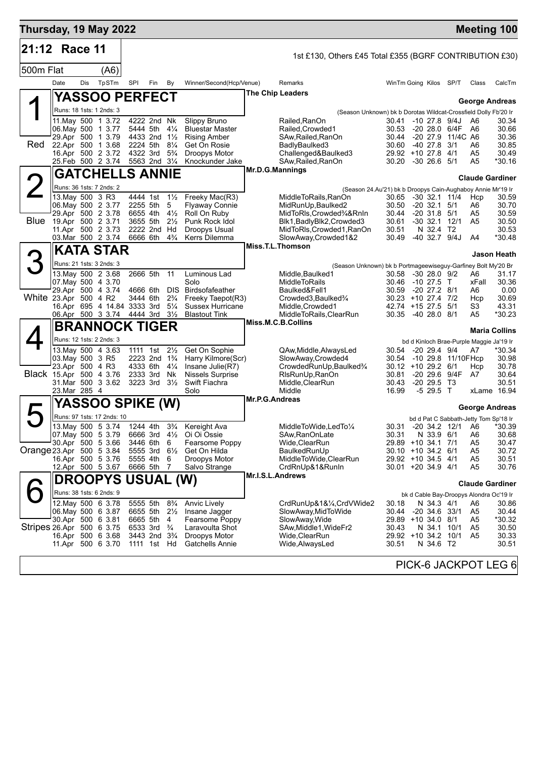# Thursday, 19 May 2022 — Meeting 100

## 21:12 Race 11

1st £130, Others £45 Total £355 (BGRF CONTRIBUTION £30)

500m Flat (A6)

| Date | Dis | TpSTm | SPl | Fin | By | Winner/Second(Hcp/Venue) | Remarks | WinTm | Going | Kilos | SP/T | Class | CalcTm |
|---|---|---|---|---|---|---|---|---|---|---|---|---|---|

### 1 — YASSOO PERFECT (Red)
The Chip Leaders — George Andreas
Runs: 18 1sts: 1 2nds: 3 — (Season Unknown) bk b Dorotas Wildcat-Crossfield Dolly Fb'20 Ir

| Date | Dis | TpSTm | SPl | Fin | By | Winner/Second(Hcp/Venue) | Remarks | WinTm | Going | Kilos | SP/T | Class | CalcTm |
|---|---|---|---|---|---|---|---|---|---|---|---|---|---|
| 11.May | 500 | 1 3.72 | 4222 | 2nd | Nk | Slippy Bruno | Railed,RanOn | 30.41 | -10 | 27.8 | 9/4J | A6 | 30.34 |
| 06.May | 500 | 1 3.77 | 5444 | 5th | 4¼ | Bluestar Master | Railed,Crowded1 | 30.53 | -20 | 28.0 | 6/4F | A6 | 30.66 |
| 29.Apr | 500 | 1 3.79 | 4433 | 2nd | 1½ | Rising Amber | SAw,Railed,RanOn | 30.44 | -20 | 27.9 | 11/4C | A6 | 30.36 |
| 22.Apr | 500 | 1 3.68 | 2224 | 5th | 8¼ | Get On Rosie | BadlyBaulked3 | 30.60 | -40 | 27.8 | 3/1 | A6 | 30.85 |
| 16.Apr | 500 | 2 3.72 | 4322 | 3rd | 5¾ | Droopys Motor | Challenged&Baulked3 | 29.92 | +10 | 27.8 | 4/1 | A5 | 30.49 |
| 25.Feb | 500 | 2 3.74 | 5563 | 2nd | 3¼ | Knockunder Jake | SAw,Railed,RanOn | 30.20 | -30 | 26.6 | 5/1 | A5 | *30.16 |

### 2 — GATCHELLS ANNIE (Blue)
Mr.D.G.Mannings — Claude Gardiner
Runs: 36 1sts: 7 2nds: 2 — (Season 24.Au'21) bk b Droopys Cain-Aughaboy Annie Mr'19 Ir

| Date | Dis | TpSTm | SPl | Fin | By | Winner/Second(Hcp/Venue) | Remarks | WinTm | Going | Kilos | SP/T | Class | CalcTm |
|---|---|---|---|---|---|---|---|---|---|---|---|---|---|
| 13.May | 500 | 3 R3 | 4444 | 1st | 1½ | Freeky Mac(R3) | MiddleToRails,RanOn | 30.65 | -30 | 32.1 | 11/4 | Hcp | 30.59 |
| 06.May | 500 | 2 3.77 | 2255 | 5th | 5 | Flyaway Connie | MidRunUp,Baulked2 | 30.50 | -20 | 32.1 | 5/1 | A6 | 30.70 |
| 29.Apr | 500 | 2 3.78 | 6655 | 4th | 4½ | Roll On Ruby | MidToRls,Crowded¾&RnIn | 30.44 | -20 | 31.8 | 5/1 | A5 | 30.59 |
| 19.Apr | 500 | 2 3.71 | 3655 | 5th | 2½ | Punk Rock Idol | Blk1,BadlyBlk2,Crowded3 | 30.61 | -30 | 32.1 | 12/1 | A5 | 30.50 |
| 11.Apr | 500 | 2 3.73 | 2222 | 2nd | Hd | Droopys Usual | MidToRls,Crowded1,RanOn | 30.51 | N | 32.4 | T2 | | 30.53 |
| 03.Mar | 500 | 2 3.74 | 6666 | 6th | 4¾ | Kerrs Dilemma | SlowAway,Crowded1&2 | 30.49 | -40 | 32.7 | 9/4J | A4 | *30.48 |

### 3 — KATA STAR (White)
Miss.T.L.Thomson — Jason Heath
Runs: 21 1sts: 3 2nds: 3 — (Season Unknown) bk b Portmageewiseguy-Garfiney Bolt My'20 Br

| Date | Dis | TpSTm | SPl | Fin | By | Winner/Second(Hcp/Venue) | Remarks | WinTm | Going | Kilos | SP/T | Class | CalcTm |
|---|---|---|---|---|---|---|---|---|---|---|---|---|---|
| 13.May | 500 | 2 3.68 | 2666 | 5th | 11 | Luminous Lad | Middle,Baulked1 | 30.58 | -30 | 28.0 | 9/2 | A6 | 31.17 |
| 07.May | 500 | 4 3.70 | | | | Solo | MiddleToRails | 30.46 | -10 | 27.5 | T | xFall | 30.36 |
| 29.Apr | 500 | 4 3.74 | 4666 | 6th | DIS | Birdsofafeather | Baulked&Fell1 | 30.59 | -20 | 27.2 | 8/1 | A6 | 0.00 |
| 23.Apr | 500 | 4 R2 | 3444 | 6th | 2¾ | Freeky Taepot(R3) | Crowded3,Baulked¾ | 30.23 | +10 | 27.4 | 7/2 | Hcp | 30.69 |
| 16.Apr | 695 | 4 14.84 | 3333 | 3rd | 5¼ | Sussex Hurricane | Middle,Crowded1 | 42.74 | +15 | 27.5 | 5/1 | S3 | 43.31 |
| 06.Apr | 500 | 3 3.74 | 4444 | 3rd | 3½ | Blastout Tink | MiddleToRails,ClearRun | 30.35 | -40 | 28.0 | 8/1 | A5 | *30.23 |

### 4 — BRANNOCK TIGER (Black)
Miss.M.C.B.Collins — Maria Collins
Runs: 12 1sts: 2 2nds: 3 — bd d Kinloch Brae-Purple Maggie Ja'19 Ir

| Date | Dis | TpSTm | SPl | Fin | By | Winner/Second(Hcp/Venue) | Remarks | WinTm | Going | Kilos | SP/T | Class | CalcTm |
|---|---|---|---|---|---|---|---|---|---|---|---|---|---|
| 13.May | 500 | 4 3.63 | 1111 | 1st | 2½ | Get On Sophie | QAw,Middle,AlwaysLed | 30.54 | -20 | 29.4 | 9/4 | A7 | *30.34 |
| 03.May | 500 | 3 R5 | 2223 | 2nd | 1¾ | Harry Kilmore(Scr) | SlowAway,Crowded4 | 30.54 | -10 | 29.8 | 11/10F | Hcp | 30.98 |
| 23.Apr | 500 | 4 R3 | 4333 | 6th | 4¼ | Insane Julie(R7) | CrowdedRunUp,Baulked¾ | 30.12 | +10 | 29.2 | 6/1 | Hcp | 30.78 |
| 15.Apr | 500 | 4 3.76 | 2333 | 3rd | Nk | Nissels Surprise | RlsRunUp,RanOn | 30.81 | -20 | 29.6 | 9/4F | A7 | 30.64 |
| 31.Mar | 500 | 3 3.62 | 3223 | 3rd | 3½ | Swift Fiachra | Middle,ClearRun | 30.43 | -20 | 29.5 | T3 | | 30.51 |
| 23.Mar | 285 | 4 | | | | Solo | Middle | 16.99 | -5 | 29.5 | T | xLame | 16.94 |

### 5 — YASSOO SPIKE (W) (Orange)
Mr.P.G.Andreas — George Andreas
Runs: 97 1sts: 17 2nds: 10 — bd d Pat C Sabbath-Jetty Tom Sp'18 Ir

| Date | Dis | TpSTm | SPl | Fin | By | Winner/Second(Hcp/Venue) | Remarks | WinTm | Going | Kilos | SP/T | Class | CalcTm |
|---|---|---|---|---|---|---|---|---|---|---|---|---|---|
| 13.May | 500 | 5 3.74 | 1244 | 4th | 3¾ | Kereight Ava | MiddleToWide,LedTo¼ | 30.31 | -20 | 34.2 | 12/1 | A6 | *30.39 |
| 07.May | 500 | 5 3.79 | 6666 | 3rd | 4½ | Oi Oi Ossie | SAw,RanOnLate | 30.31 | N | 33.9 | 6/1 | A6 | 30.68 |
| 30.Apr | 500 | 5 3.66 | 3446 | 6th | 6 | Fearsome Poppy | Wide,ClearRun | 29.89 | +10 | 34.1 | 7/1 | A5 | 30.47 |
| 23.Apr | 500 | 5 3.84 | 5555 | 3rd | 6½ | Get On Hilda | BaulkedRunUp | 30.10 | +10 | 34.2 | 6/1 | A5 | 30.72 |
| 16.Apr | 500 | 5 3.76 | 5555 | 4th | 6 | Droopys Motor | MiddleToWide,ClearRun | 29.92 | +10 | 34.5 | 4/1 | A5 | 30.51 |
| 12.Apr | 500 | 5 3.67 | 6666 | 5th | 7 | Salvo Strange | CrdRnUp&1&RunIn | 30.01 | +20 | 34.9 | 4/1 | A5 | 30.76 |

### 6 — DROOPYS USUAL (W) (Stripes)
Mr.I.S.L.Andrews — Claude Gardiner
Runs: 38 1sts: 6 2nds: 9 — bk d Cable Bay-Droopys Alondra Oc'19 Ir

| Date | Dis | TpSTm | SPl | Fin | By | Winner/Second(Hcp/Venue) | Remarks | WinTm | Going | Kilos | SP/T | Class | CalcTm |
|---|---|---|---|---|---|---|---|---|---|---|---|---|---|
| 12.May | 500 | 6 3.78 | 5555 | 5th | 8¾ | Anvic Lively | CrdRunUp&1&¼,CrdVWide2 | 30.18 | N | 34.3 | 4/1 | A6 | 30.86 |
| 06.May | 500 | 6 3.87 | 6655 | 5th | 2½ | Insane Jagger | SlowAway,MidToWide | 30.44 | -20 | 34.6 | 33/1 | A5 | 30.44 |
| 30.Apr | 500 | 6 3.81 | 6665 | 5th | 4 | Fearsome Poppy | SlowAway,Wide | 29.89 | +10 | 34.0 | 8/1 | A5 | *30.32 |
| 26.Apr | 500 | 6 3.75 | 6533 | 3rd | ¾ | Laravoulta Shot | SAw,Middle1,WideFr2 | 30.43 | N | 34.1 | 10/1 | A5 | 30.50 |
| 16.Apr | 500 | 6 3.68 | 3443 | 2nd | 3¾ | Droopys Motor | Wide,ClearRun | 29.92 | +10 | 34.2 | 10/1 | A5 | 30.33 |
| 11.Apr | 500 | 6 3.70 | 1111 | 1st | Hd | Gatchells Annie | Wide,AlwaysLed | 30.51 | N | 34.6 | T2 | | 30.51 |

PICK-6 JACKPOT LEG 6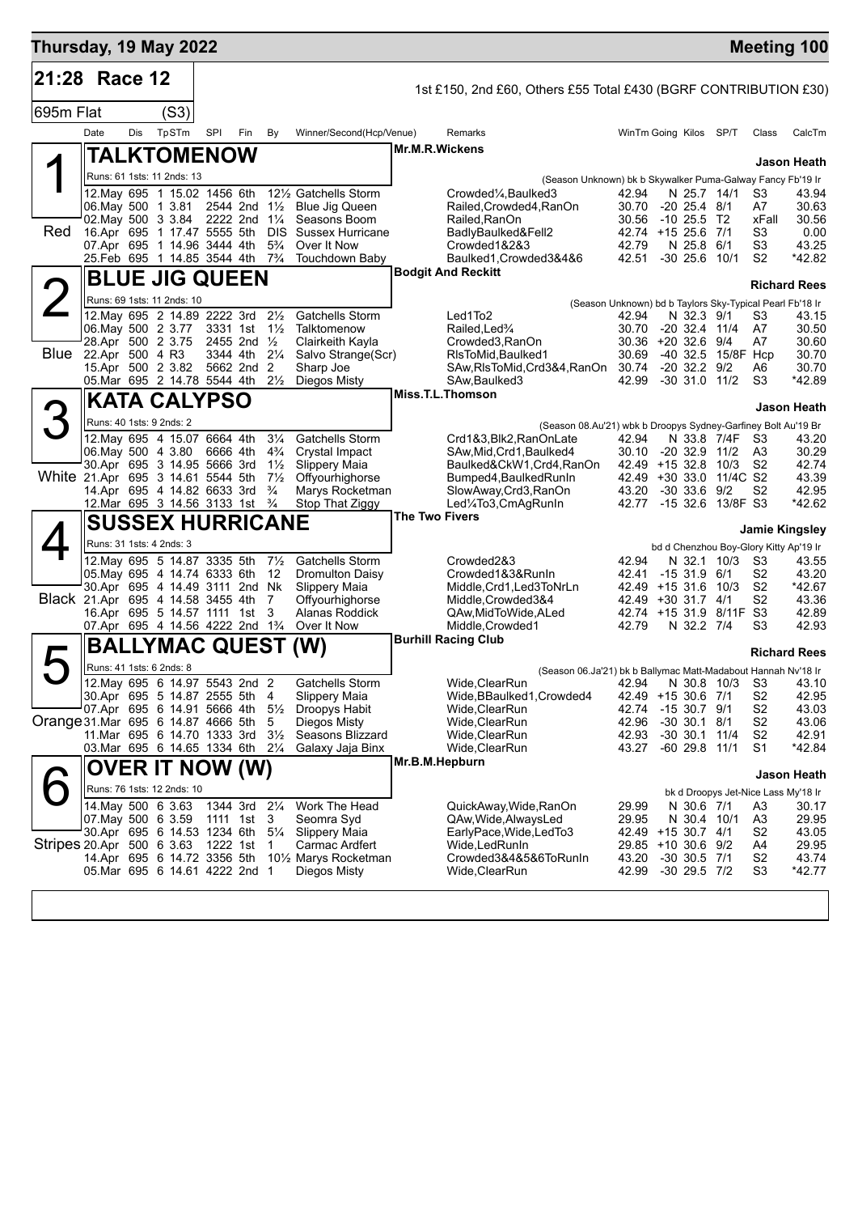**Thursday, 19 May 2022** — **Meeting 100**

## 21:28 Race 12

1st £150, 2nd £60, Others £55 Total £430 (BGRF CONTRIBUTION £30)

695m Flat (S3)

### 1 TALKTOMENOW (Red)

Mr.M.R.Wickens — **Jason Heath**

Runs: 61 1sts: 11 2nds: 13 — (Season Unknown) bk b Skywalker Puma-Galway Fancy Fb'19 Ir

| Date | Dis | Tp | STm | SPI | Fin | By | Winner/Second(Hcp/Venue) | Remarks | WinTm | Going | Kilos | SP/T | Class | CalcTm |
|---|---|---|---|---|---|---|---|---|---|---|---|---|---|---|
| 12.May | 695 | 1 | 15.02 | 1456 | 6th | 12½ | Gatchells Storm | Crowded¼,Baulked3 | 42.94 | N | 25.7 | 14/1 | S3 | 43.94 |
| 06.May | 500 | 1 | 3.81 | 2544 | 2nd | 1½ | Blue Jig Queen | Railed,Crowded4,RanOn | 30.70 | -20 | 25.4 | 8/1 | A7 | 30.63 |
| 02.May | 500 | 3 | 3.84 | 2222 | 2nd | 1¼ | Seasons Boom | Railed,RanOn | 30.56 | -10 | 25.5 | T2 | xFall | 30.56 |
| 16.Apr | 695 | 1 | 17.47 | 5555 | 5th | DIS | Sussex Hurricane | BadlyBaulked&Fell2 | 42.74 | +15 | 25.6 | 7/1 | S3 | 0.00 |
| 07.Apr | 695 | 1 | 14.96 | 3444 | 4th | 5¾ | Over It Now | Crowded1&2&3 | 42.79 | N | 25.8 | 6/1 | S3 | 43.25 |
| 25.Feb | 695 | 1 | 14.85 | 3544 | 4th | 7¾ | Touchdown Baby | Baulked1,Crowded3&4&6 | 42.51 | -30 | 25.6 | 10/1 | S2 | *42.82 |

### 2 BLUE JIG QUEEN (Blue)

Bodgit And Reckitt — **Richard Rees**

Runs: 69 1sts: 11 2nds: 10 — (Season Unknown) bd b Taylors Sky-Typical Pearl Fb'18 Ir

| Date | Dis | Tp | STm | SPI | Fin | By | Winner/Second(Hcp/Venue) | Remarks | WinTm | Going | Kilos | SP/T | Class | CalcTm |
|---|---|---|---|---|---|---|---|---|---|---|---|---|---|---|
| 12.May | 695 | 2 | 14.89 | 2222 | 3rd | 2½ | Gatchells Storm | Led1To2 | 42.94 | N | 32.3 | 9/1 | S3 | 43.15 |
| 06.May | 500 | 2 | 3.77 | 3331 | 1st | 1½ | Talktomenow | Railed,Led¾ | 30.70 | -20 | 32.4 | 11/4 | A7 | 30.50 |
| 28.Apr | 500 | 2 | 3.75 | 2455 | 2nd | ½ | Clairkeith Kayla | Crowded3,RanOn | 30.36 | +20 | 32.6 | 9/4 | A7 | 30.60 |
| 22.Apr | 500 | 4 | R3 | 3344 | 4th | 2¼ | Salvo Strange(Scr) | RlsToMid,Baulked1 | 30.69 | -40 | 32.5 | 15/8F | Hcp | 30.70 |
| 15.Apr | 500 | 2 | 3.82 | 5662 | 2nd | 2 | Sharp Joe | SAw,RlsToMid,Crd3&4,RanOn | 30.74 | -20 | 32.2 | 9/2 | A6 | 30.70 |
| 05.Mar | 695 | 2 | 14.78 | 5544 | 4th | 2½ | Diegos Misty | SAw,Baulked3 | 42.99 | -30 | 31.0 | 11/2 | S3 | *42.89 |

### 3 KATA CALYPSO (White)

Miss.T.L.Thomson — **Jason Heath**

Runs: 40 1sts: 9 2nds: 2 — (Season 08.Au'21) wbk b Droopys Sydney-Garfiney Bolt Au'19 Br

| Date | Dis | Tp | STm | SPI | Fin | By | Winner/Second(Hcp/Venue) | Remarks | WinTm | Going | Kilos | SP/T | Class | CalcTm |
|---|---|---|---|---|---|---|---|---|---|---|---|---|---|---|
| 12.May | 695 | 4 | 15.07 | 6664 | 4th | 3¼ | Gatchells Storm | Crd1&3,Blk2,RanOnLate | 42.94 | N | 33.8 | 7/4F | S3 | 43.20 |
| 06.May | 500 | 4 | 3.80 | 6666 | 4th | 4¾ | Crystal Impact | SAw,Mid,Crd1,Baulked4 | 30.10 | -20 | 32.9 | 11/2 | A3 | 30.29 |
| 30.Apr | 695 | 3 | 14.95 | 5666 | 3rd | 1½ | Slippery Maia | Baulked&CkW1,Crd4,RanOn | 42.49 | +15 | 32.8 | 10/3 | S2 | 42.74 |
| 21.Apr | 695 | 3 | 14.61 | 5544 | 5th | 7½ | Offyourhighorse | Bumped4,BaulkedRunIn | 42.49 | +30 | 33.0 | 11/4C | S2 | 43.39 |
| 14.Apr | 695 | 4 | 14.82 | 6633 | 3rd | ¾ | Marys Rocketman | SlowAway,Crd3,RanOn | 43.20 | -30 | 33.6 | 9/2 | S2 | 42.95 |
| 12.Mar | 695 | 3 | 14.56 | 3133 | 1st | ¾ | Stop That Ziggy | Led¼To3,CmAgRunIn | 42.77 | -15 | 32.6 | 13/8F | S3 | *42.62 |

### 4 SUSSEX HURRICANE (Black)

The Two Fivers — **Jamie Kingsley**

Runs: 31 1sts: 4 2nds: 3 — bd d Chenzhou Boy-Glory Kitty Ap'19 Ir

| Date | Dis | Tp | STm | SPI | Fin | By | Winner/Second(Hcp/Venue) | Remarks | WinTm | Going | Kilos | SP/T | Class | CalcTm |
|---|---|---|---|---|---|---|---|---|---|---|---|---|---|---|
| 12.May | 695 | 5 | 14.87 | 3335 | 5th | 7½ | Gatchells Storm | Crowded2&3 | 42.94 | N | 32.1 | 10/3 | S3 | 43.55 |
| 05.May | 695 | 4 | 14.74 | 6333 | 6th | 12 | Dromulton Daisy | Crowded1&3&RunIn | 42.41 | -15 | 31.9 | 6/1 | S2 | 43.20 |
| 30.Apr | 695 | 4 | 14.49 | 3111 | 2nd | Nk | Slippery Maia | Middle,Crd1,Led3ToNrLn | 42.49 | +15 | 31.6 | 10/3 | S2 | *42.67 |
| 21.Apr | 695 | 4 | 14.58 | 3455 | 4th | 7 | Offyourhighorse | Middle,Crowded3&4 | 42.49 | +30 | 31.7 | 4/1 | S2 | 43.36 |
| 16.Apr | 695 | 5 | 14.57 | 1111 | 1st | 3 | Alanas Roddick | QAw,MidToWide,ALed | 42.74 | +15 | 31.9 | 8/11F | S3 | 42.89 |
| 07.Apr | 695 | 4 | 14.56 | 4222 | 2nd | 1¾ | Over It Now | Middle,Crowded1 | 42.79 | N | 32.2 | 7/4 | S3 | 42.93 |

### 5 BALLYMAC QUEST (W) (Orange)

Burhill Racing Club — **Richard Rees**

Runs: 41 1sts: 6 2nds: 8 — (Season 06.Ja'21) bk b Ballymac Matt-Madabout Hannah Nv'18 Ir

| Date | Dis | Tp | STm | SPI | Fin | By | Winner/Second(Hcp/Venue) | Remarks | WinTm | Going | Kilos | SP/T | Class | CalcTm |
|---|---|---|---|---|---|---|---|---|---|---|---|---|---|---|
| 12.May | 695 | 6 | 14.97 | 5543 | 2nd | 2 | Gatchells Storm | Wide,ClearRun | 42.94 | N | 30.8 | 10/3 | S3 | 43.10 |
| 30.Apr | 695 | 5 | 14.87 | 2555 | 5th | 4 | Slippery Maia | Wide,BBaulked1,Crowded4 | 42.49 | +15 | 30.6 | 7/1 | S2 | 42.95 |
| 07.Apr | 695 | 6 | 14.91 | 5666 | 4th | 5½ | Droopys Habit | Wide,ClearRun | 42.74 | -15 | 30.7 | 9/1 | S2 | 43.03 |
| 31.Mar | 695 | 6 | 14.87 | 4666 | 5th | 5 | Diegos Misty | Wide,ClearRun | 42.96 | -30 | 30.1 | 8/1 | S2 | 43.06 |
| 11.Mar | 695 | 6 | 14.70 | 1333 | 3rd | 3½ | Seasons Blizzard | Wide,ClearRun | 42.93 | -30 | 30.1 | 11/4 | S2 | 42.91 |
| 03.Mar | 695 | 6 | 14.65 | 1334 | 6th | 2¼ | Galaxy Jaja Binx | Wide,ClearRun | 43.27 | -60 | 29.8 | 11/1 | S1 | *42.84 |

### 6 OVER IT NOW (W) (Stripes)

Mr.B.M.Hepburn — **Jason Heath**

Runs: 76 1sts: 12 2nds: 10 — bk d Droopys Jet-Nice Lass My'18 Ir

| Date | Dis | Tp | STm | SPI | Fin | By | Winner/Second(Hcp/Venue) | Remarks | WinTm | Going | Kilos | SP/T | Class | CalcTm |
|---|---|---|---|---|---|---|---|---|---|---|---|---|---|---|
| 14.May | 500 | 6 | 3.63 | 1344 | 3rd | 2¼ | Work The Head | QuickAway,Wide,RanOn | 29.99 | N | 30.6 | 7/1 | A3 | 30.17 |
| 07.May | 500 | 6 | 3.59 | 1111 | 1st | 3 | Seomra Syd | QAw,Wide,AlwaysLed | 29.95 | N | 30.4 | 10/1 | A3 | 29.95 |
| 30.Apr | 695 | 6 | 14.53 | 1234 | 6th | 5¼ | Slippery Maia | EarlyPace,Wide,LedTo3 | 42.49 | +15 | 30.7 | 4/1 | S2 | 43.05 |
| 20.Apr | 500 | 6 | 3.63 | 1222 | 1st | 1 | Carmac Ardfert | Wide,LedRunIn | 29.85 | +10 | 30.6 | 9/2 | A4 | 29.95 |
| 14.Apr | 695 | 6 | 14.72 | 3356 | 5th | 10½ | Marys Rocketman | Crowded3&4&5&6ToRunIn | 43.20 | -30 | 30.5 | 7/1 | S2 | 43.74 |
| 05.Mar | 695 | 6 | 14.61 | 4222 | 2nd | 1 | Diegos Misty | Wide,ClearRun | 42.99 | -30 | 29.5 | 7/2 | S3 | *42.77 |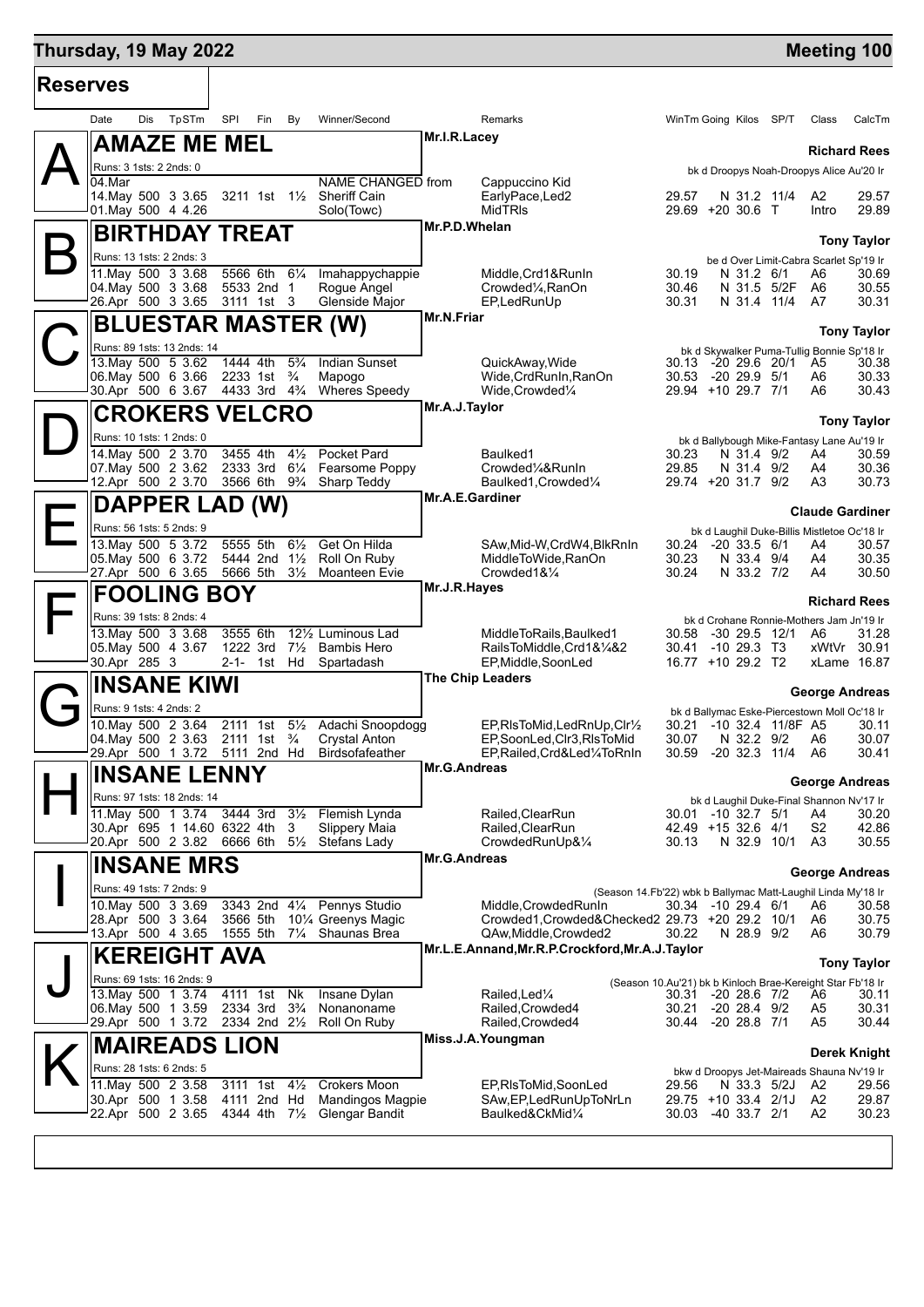# Thursday, 19 May 2022 — Meeting 100

## Reserves

| Date | Dis | TpSTm | SPI | Fin | By | Winner/Second | Remarks | WinTm | Going | Kilos | SP/T | Class | CalcTm |
|---|---|---|---|---|---|---|---|---|---|---|---|---|---|

### A — AMAZE ME MEL
Mr.I.R.Lacey — **Richard Rees**
Runs: 3 1sts: 2 2nds: 0 — bk d Droopys Noah-Droopys Alice Au'20 Ir

| Date | Dis | TpSTm | SPI | Fin | By | Winner/Second | Remarks | WinTm | Going | Kilos | SP/T | Class | CalcTm |
|---|---|---|---|---|---|---|---|---|---|---|---|---|---|
| 04.Mar | | | | | | NAME CHANGED from | Cappuccino Kid | | | | | | |
| 14.May | 500 | 3 3.65 | 3211 | 1st | 1½ | Sheriff Cain | EarlyPace,Led2 | 29.57 | N | 31.2 | 11/4 | A2 | 29.57 |
| 01.May | 500 | 4 4.26 | | | | Solo(Towc) | MidTRls | 29.69 | +20 | 30.6 | T | Intro | 29.89 |

### B — BIRTHDAY TREAT
Mr.P.D.Whelan — **Tony Taylor**
Runs: 13 1sts: 2 2nds: 3 — be d Over Limit-Cabra Scarlet Sp'19 Ir

| Date | Dis | TpSTm | SPI | Fin | By | Winner/Second | Remarks | WinTm | Going | Kilos | SP/T | Class | CalcTm |
|---|---|---|---|---|---|---|---|---|---|---|---|---|---|
| 11.May | 500 | 3 3.68 | 5566 | 6th | 6¼ | Imahappychappie | Middle,Crd1&RunIn | 30.19 | N | 31.2 | 6/1 | A6 | 30.69 |
| 04.May | 500 | 3 3.68 | 5533 | 2nd | 1 | Rogue Angel | Crowded¼,RanOn | 30.46 | N | 31.5 | 5/2F | A6 | 30.55 |
| 26.Apr | 500 | 3 3.65 | 3111 | 1st | 3 | Glenside Major | EP,LedRunUp | 30.31 | N | 31.4 | 11/4 | A7 | 30.31 |

### C — BLUESTAR MASTER (W)
Mr.N.Friar — **Tony Taylor**
Runs: 89 1sts: 13 2nds: 14 — bk d Skywalker Puma-Tullig Bonnie Sp'18 Ir

| Date | Dis | TpSTm | SPI | Fin | By | Winner/Second | Remarks | WinTm | Going | Kilos | SP/T | Class | CalcTm |
|---|---|---|---|---|---|---|---|---|---|---|---|---|---|
| 13.May | 500 | 5 3.62 | 1444 | 4th | 5¾ | Indian Sunset | QuickAway,Wide | 30.13 | -20 | 29.6 | 20/1 | A5 | 30.38 |
| 06.May | 500 | 6 3.66 | 2233 | 1st | ¾ | Mapogo | Wide,CrdRunIn,RanOn | 30.53 | -20 | 29.9 | 5/1 | A6 | 30.33 |
| 30.Apr | 500 | 6 3.67 | 4433 | 3rd | 4¾ | Wheres Speedy | Wide,Crowded¼ | 29.94 | +10 | 29.7 | 7/1 | A6 | 30.43 |

### D — CROKERS VELCRO
Mr.A.J.Taylor — **Tony Taylor**
Runs: 10 1sts: 1 2nds: 0 — bk d Ballybough Mike-Fantasy Lane Au'19 Ir

| Date | Dis | TpSTm | SPI | Fin | By | Winner/Second | Remarks | WinTm | Going | Kilos | SP/T | Class | CalcTm |
|---|---|---|---|---|---|---|---|---|---|---|---|---|---|
| 14.May | 500 | 2 3.70 | 3455 | 4th | 4½ | Pocket Pard | Baulked1 | 30.23 | N | 31.4 | 9/2 | A4 | 30.59 |
| 07.May | 500 | 2 3.62 | 2333 | 3rd | 6¼ | Fearsome Poppy | Crowded¼&RunIn | 29.85 | N | 31.4 | 9/2 | A4 | 30.36 |
| 12.Apr | 500 | 2 3.70 | 3566 | 6th | 9¾ | Sharp Teddy | Baulked1,Crowded¼ | 29.74 | +20 | 31.7 | 9/2 | A3 | 30.73 |

### E — DAPPER LAD (W)
Mr.A.E.Gardiner — **Claude Gardiner**
Runs: 56 1sts: 5 2nds: 9 — bk d Laughil Duke-Billis Mistletoe Oc'18 Ir

| Date | Dis | TpSTm | SPI | Fin | By | Winner/Second | Remarks | WinTm | Going | Kilos | SP/T | Class | CalcTm |
|---|---|---|---|---|---|---|---|---|---|---|---|---|---|
| 13.May | 500 | 5 3.72 | 5555 | 5th | 6½ | Get On Hilda | SAw,Mid-W,CrdW4,BlkRnIn | 30.24 | -20 | 33.5 | 6/1 | A4 | 30.57 |
| 05.May | 500 | 6 3.72 | 5444 | 2nd | 1½ | Roll On Ruby | MiddleToWide,RanOn | 30.23 | N | 33.4 | 9/4 | A4 | 30.35 |
| 27.Apr | 500 | 6 3.65 | 5666 | 5th | 3½ | Moanteen Evie | Crowded1&¼ | 30.24 | N | 33.2 | 7/2 | A4 | 30.50 |

### F — FOOLING BOY
Mr.J.R.Hayes — **Richard Rees**
Runs: 39 1sts: 8 2nds: 4 — bk d Crohane Ronnie-Mothers Jam Jn'19 Ir

| Date | Dis | TpSTm | SPI | Fin | By | Winner/Second | Remarks | WinTm | Going | Kilos | SP/T | Class | CalcTm |
|---|---|---|---|---|---|---|---|---|---|---|---|---|---|
| 13.May | 500 | 3 3.68 | 3555 | 6th | 12½ | Luminous Lad | MiddleToRails,Baulked1 | 30.58 | -30 | 29.5 | 12/1 | A6 | 31.28 |
| 05.May | 500 | 4 3.67 | 1222 | 3rd | 7½ | Bambis Hero | RailsToMiddle,Crd1&¼&2 | 30.41 | -10 | 29.3 | T3 | xWtVr | 30.91 |
| 30.Apr | 285 | 3 | 2-1- | 1st | Hd | Spartadash | EP,Middle,SoonLed | 16.77 | +10 | 29.2 | T2 | xLame | 16.87 |

### G — INSANE KIWI
The Chip Leaders — **George Andreas**
Runs: 9 1sts: 4 2nds: 2 — bk d Ballymac Eske-Piercestown Moll Oc'18 Ir

| Date | Dis | TpSTm | SPI | Fin | By | Winner/Second | Remarks | WinTm | Going | Kilos | SP/T | Class | CalcTm |
|---|---|---|---|---|---|---|---|---|---|---|---|---|---|
| 10.May | 500 | 2 3.64 | 2111 | 1st | 5½ | Adachi Snoopdogg | EP,RlsToMid,LedRnUp,Clr½ | 30.21 | -10 | 32.4 | 11/8F | A5 | 30.11 |
| 04.May | 500 | 2 3.63 | 2111 | 1st | ¾ | Crystal Anton | EP,SoonLed,Clr3,RlsToMid | 30.07 | N | 32.2 | 9/2 | A6 | 30.07 |
| 29.Apr | 500 | 1 3.72 | 5111 | 2nd | Hd | Birdsofafeather | EP,Railed,Crd&Led¼ToRnIn | 30.59 | -20 | 32.3 | 11/4 | A6 | 30.41 |

### H — INSANE LENNY
Mr.G.Andreas — **George Andreas**
Runs: 97 1sts: 18 2nds: 14 — bk d Laughil Duke-Final Shannon Nv'17 Ir

| Date | Dis | TpSTm | SPI | Fin | By | Winner/Second | Remarks | WinTm | Going | Kilos | SP/T | Class | CalcTm |
|---|---|---|---|---|---|---|---|---|---|---|---|---|---|
| 11.May | 500 | 1 3.74 | 3444 | 3rd | 3½ | Flemish Lynda | Railed,ClearRun | 30.01 | -10 | 32.7 | 5/1 | A4 | 30.20 |
| 30.Apr | 695 | 1 14.60 | 6322 | 4th | 3 | Slippery Maia | Railed,ClearRun | 42.49 | +15 | 32.6 | 4/1 | S2 | 42.86 |
| 20.Apr | 500 | 2 3.82 | 6666 | 6th | 5½ | Stefans Lady | CrowdedRunUp&¼ | 30.13 | N | 32.9 | 10/1 | A3 | 30.55 |

### I — INSANE MRS
Mr.G.Andreas — **George Andreas**
Runs: 49 1sts: 7 2nds: 9 — (Season 14.Fb'22) wbk b Ballymac Matt-Laughil Linda My'18 Ir

| Date | Dis | TpSTm | SPI | Fin | By | Winner/Second | Remarks | WinTm | Going | Kilos | SP/T | Class | CalcTm |
|---|---|---|---|---|---|---|---|---|---|---|---|---|---|
| 10.May | 500 | 3 3.69 | 3343 | 2nd | 4¼ | Pennys Studio | Middle,CrowdedRunIn | 30.34 | -10 | 29.4 | 6/1 | A6 | 30.58 |
| 28.Apr | 500 | 3 3.64 | 3566 | 5th | 10¼ | Greenys Magic | Crowded1,Crowded&Checked2 | 29.73 | +20 | 29.2 | 10/1 | A6 | 30.75 |
| 13.Apr | 500 | 4 3.65 | 1555 | 5th | 7¼ | Shaunas Brea | QAw,Middle,Crowded2 | 30.22 | N | 28.9 | 9/2 | A6 | 30.79 |

### J — KEREIGHT AVA
Mr.L.E.Annand,Mr.R.P.Crockford,Mr.A.J.Taylor — **Tony Taylor**
Runs: 69 1sts: 16 2nds: 9 — (Season 10.Au'21) bk b Kinloch Brae-Kereight Star Fb'18 Ir

| Date | Dis | TpSTm | SPI | Fin | By | Winner/Second | Remarks | WinTm | Going | Kilos | SP/T | Class | CalcTm |
|---|---|---|---|---|---|---|---|---|---|---|---|---|---|
| 13.May | 500 | 1 3.74 | 4111 | 1st | Nk | Insane Dylan | Railed,Led¼ | 30.31 | -20 | 28.6 | 7/2 | A6 | 30.11 |
| 06.May | 500 | 1 3.59 | 2334 | 3rd | 3¾ | Nonanoname | Railed,Crowded4 | 30.21 | -20 | 28.4 | 9/2 | A5 | 30.31 |
| 29.Apr | 500 | 1 3.72 | 2334 | 2nd | 2½ | Roll On Ruby | Railed,Crowded4 | 30.44 | -20 | 28.8 | 7/1 | A5 | 30.44 |

### K — MAIREADS LION
Miss.J.A.Youngman — **Derek Knight**
Runs: 28 1sts: 6 2nds: 5 — bkw d Droopys Jet-Maireads Shauna Nv'19 Ir

| Date | Dis | TpSTm | SPI | Fin | By | Winner/Second | Remarks | WinTm | Going | Kilos | SP/T | Class | CalcTm |
|---|---|---|---|---|---|---|---|---|---|---|---|---|---|
| 11.May | 500 | 2 3.58 | 3111 | 1st | 4½ | Crokers Moon | EP,RlsToMid,SoonLed | 29.56 | N | 33.3 | 5/2J | A2 | 29.56 |
| 30.Apr | 500 | 1 3.58 | 4111 | 2nd | Hd | Mandingos Magpie | SAw,EP,LedRunUpToNrLn | 29.75 | +10 | 33.4 | 2/1J | A2 | 29.87 |
| 22.Apr | 500 | 2 3.65 | 4344 | 4th | 7½ | Glengar Bandit | Baulked&CkMid¼ | 30.03 | -40 | 33.7 | 2/1 | A2 | 30.23 |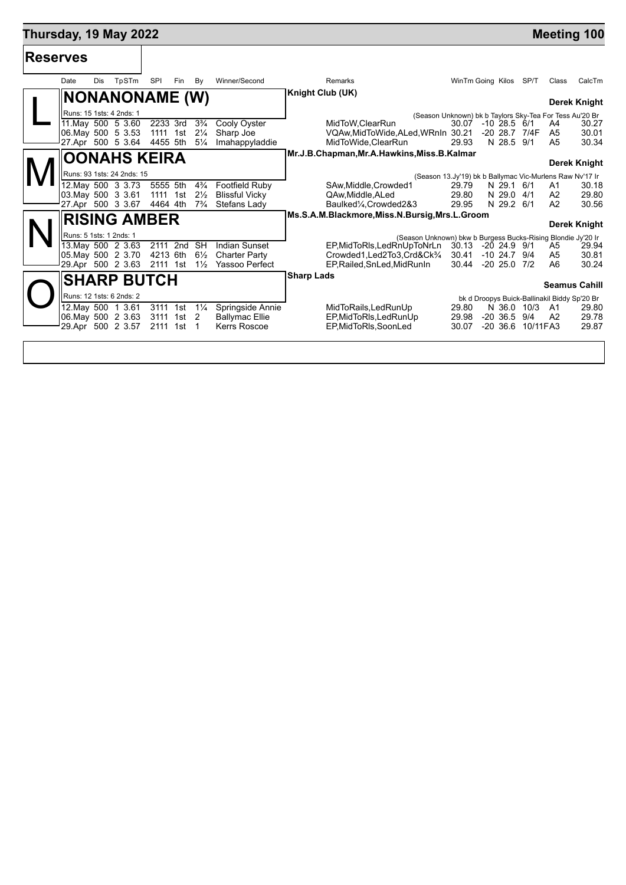# Thursday, 19 May 2022 — Meeting 100

## Reserves

| Date | Dis | TpSTm | SPI | Fin | By | Winner/Second | Remarks | WinTm | Going | Kilos | SP/T | Class | CalcTm |
|---|---|---|---|---|---|---|---|---|---|---|---|---|---|

### L — NONANONAME (W)

Knight Club (UK) — **Derek Knight**

Runs: 15 1sts: 4 2nds: 1 — (Season Unknown) bk b Taylors Sky-Tea For Tess Au'20 Br

| Date | Dis | TpSTm | SPI | Fin | By | Winner/Second | Remarks | WinTm | Going | Kilos | SP/T | Class | CalcTm |
|---|---|---|---|---|---|---|---|---|---|---|---|---|---|
| 11.May | 500 | 5 3.60 | 2233 | 3rd | 3¾ | Cooly Oyster | MidToW,ClearRun | 30.07 | -10 | 28.5 | 6/1 | A4 | 30.27 |
| 06.May | 500 | 5 3.53 | 1111 | 1st | 2¼ | Sharp Joe | VQAw,MidToWide,ALed,WRnIn | 30.21 | -20 | 28.7 | 7/4F | A5 | 30.01 |
| 27.Apr | 500 | 5 3.64 | 4455 | 5th | 5¼ | Imahappyladdie | MidToWide,ClearRun | 29.93 | N | 28.5 | 9/1 | A5 | 30.34 |

### M — OONAHS KEIRA

Mr.J.B.Chapman,Mr.A.Hawkins,Miss.B.Kalmar — **Derek Knight**

Runs: 93 1sts: 24 2nds: 15 — (Season 13.Jy'19) bk b Ballymac Vic-Murlens Raw Nv'17 Ir

| Date | Dis | TpSTm | SPI | Fin | By | Winner/Second | Remarks | WinTm | Going | Kilos | SP/T | Class | CalcTm |
|---|---|---|---|---|---|---|---|---|---|---|---|---|---|
| 12.May | 500 | 3 3.73 | 5555 | 5th | 4¾ | Footfield Ruby | SAw,Middle,Crowded1 | 29.79 | N | 29.1 | 6/1 | A1 | 30.18 |
| 03.May | 500 | 3 3.61 | 1111 | 1st | 2½ | Blissful Vicky | QAw,Middle,ALed | 29.80 | N | 29.0 | 4/1 | A2 | 29.80 |
| 27.Apr | 500 | 3 3.67 | 4464 | 4th | 7¾ | Stefans Lady | Baulked¼,Crowded2&3 | 29.95 | N | 29.2 | 6/1 | A2 | 30.56 |

### N — RISING AMBER

Ms.S.A.M.Blackmore,Miss.N.Bursig,Mrs.L.Groom — **Derek Knight**

Runs: 5 1sts: 1 2nds: 1 — (Season Unknown) bkw b Burgess Bucks-Rising Blondie Jy'20 Ir

| Date | Dis | TpSTm | SPI | Fin | By | Winner/Second | Remarks | WinTm | Going | Kilos | SP/T | Class | CalcTm |
|---|---|---|---|---|---|---|---|---|---|---|---|---|---|
| 13.May | 500 | 2 3.63 | 2111 | 2nd | SH | Indian Sunset | EP,MidToRls,LedRnUpToNrLn | 30.13 | -20 | 24.9 | 9/1 | A5 | 29.94 |
| 05.May | 500 | 2 3.70 | 4213 | 6th | 6½ | Charter Party | Crowded1,Led2To3,Crd&Ck¾ | 30.41 | -10 | 24.7 | 9/4 | A5 | 30.81 |
| 29.Apr | 500 | 2 3.63 | 2111 | 1st | 1½ | Yassoo Perfect | EP,Railed,SnLed,MidRunIn | 30.44 | -20 | 25.0 | 7/2 | A6 | 30.24 |

### O — SHARP BUTCH

Sharp Lads — **Seamus Cahill**

Runs: 12 1sts: 6 2nds: 2 — bk d Droopys Buick-Ballinakil Biddy Sp'20 Br

| Date | Dis | TpSTm | SPI | Fin | By | Winner/Second | Remarks | WinTm | Going | Kilos | SP/T | Class | CalcTm |
|---|---|---|---|---|---|---|---|---|---|---|---|---|---|
| 12.May | 500 | 1 3.61 | 3111 | 1st | 1¼ | Springside Annie | MidToRails,LedRunUp | 29.80 | N | 36.0 | 10/3 | A1 | 29.80 |
| 06.May | 500 | 2 3.63 | 3111 | 1st | 2 | Ballymac Ellie | EP,MidToRls,LedRunUp | 29.98 | -20 | 36.5 | 9/4 | A2 | 29.78 |
| 29.Apr | 500 | 2 3.57 | 2111 | 1st | 1 | Kerrs Roscoe | EP,MidToRls,SoonLed | 30.07 | -20 | 36.6 | 10/11F | A3 | 29.87 |